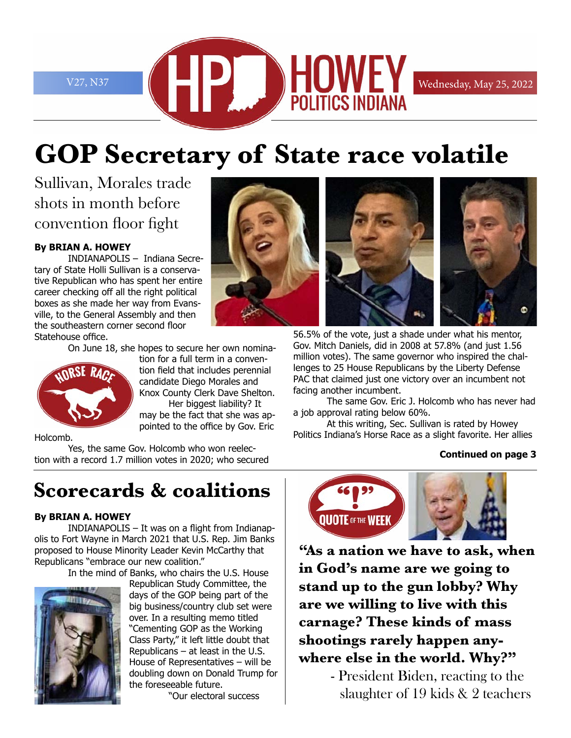# GOP Secretary of State race volatile

## Sullivan, Morales trade shots in month before convention floor fight

**By BRIAN A. HOWEY**

INDIANAPOLIS – Indiana Secretary of State Holli Sullivan is a conservative Republican who has spent her entire career checking off all the right political boxes as she made her way from Evansville, to the General Assembly and then the southeastern corner second floor Statehouse office.

On June 18, she hopes to secure her own nomination for a full term in a convention field that includes perennial candidate Diego Morales and Knox County Clerk Dave Shelton.

Her biggest liability? It may be the fact that she was appointed to the office by Gov. Eric Holcomb.

Yes, the same Gov. Holcomb who won reelection with a record 1.7 million votes in 2020; who secured 56.5% of the vote, just a shade under what his mentor, Gov. Mitch Daniels, did in 2008 at 57.8% (and just 1.56 million votes). The same governor who inspired the challenges to 25 House Republicans by the Liberty Defense PAC that claimed just one victory over an incumbent not facing another incumbent.

The same Gov. Eric J. Holcomb who has never had a job approval rating below 60%.

At this writing, Sec. Sullivan is rated by Howey Politics Indiana's Horse Race as a slight favorite. Her allies

**Continued on page 3**

# Scorecards & coalitions

**By BRIAN A. HOWEY**

INDIANAPOLIS – It was on a flight from Indianapolis to Fort Wayne in March 2021 that U.S. Rep. Jim Banks proposed to House Minority Leader Kevin McCarthy that Republicans "embrace our new coalition."

In the mind of Banks, who chairs the U.S. House Republican Study Committee, the days of the GOP being part of the big business/country club set were over. In a resulting memo titled "Cementing GOP as the Working Class Party," it left little doubt that Republicans – at least in the U.S. House of Representatives – will be doubling down on Donald Trump for the foreseeable future.

"Our electoral success

## Quote of the Week

**"As a nation we have to ask, when in God's name are we going to stand up to the gun lobby? Why are we willing to live with this carnage? These kinds of mass shootings rarely happen anywhere else in the world. Why?"**

- President Biden, reacting to the slaughter of 19 kids & 2 teachers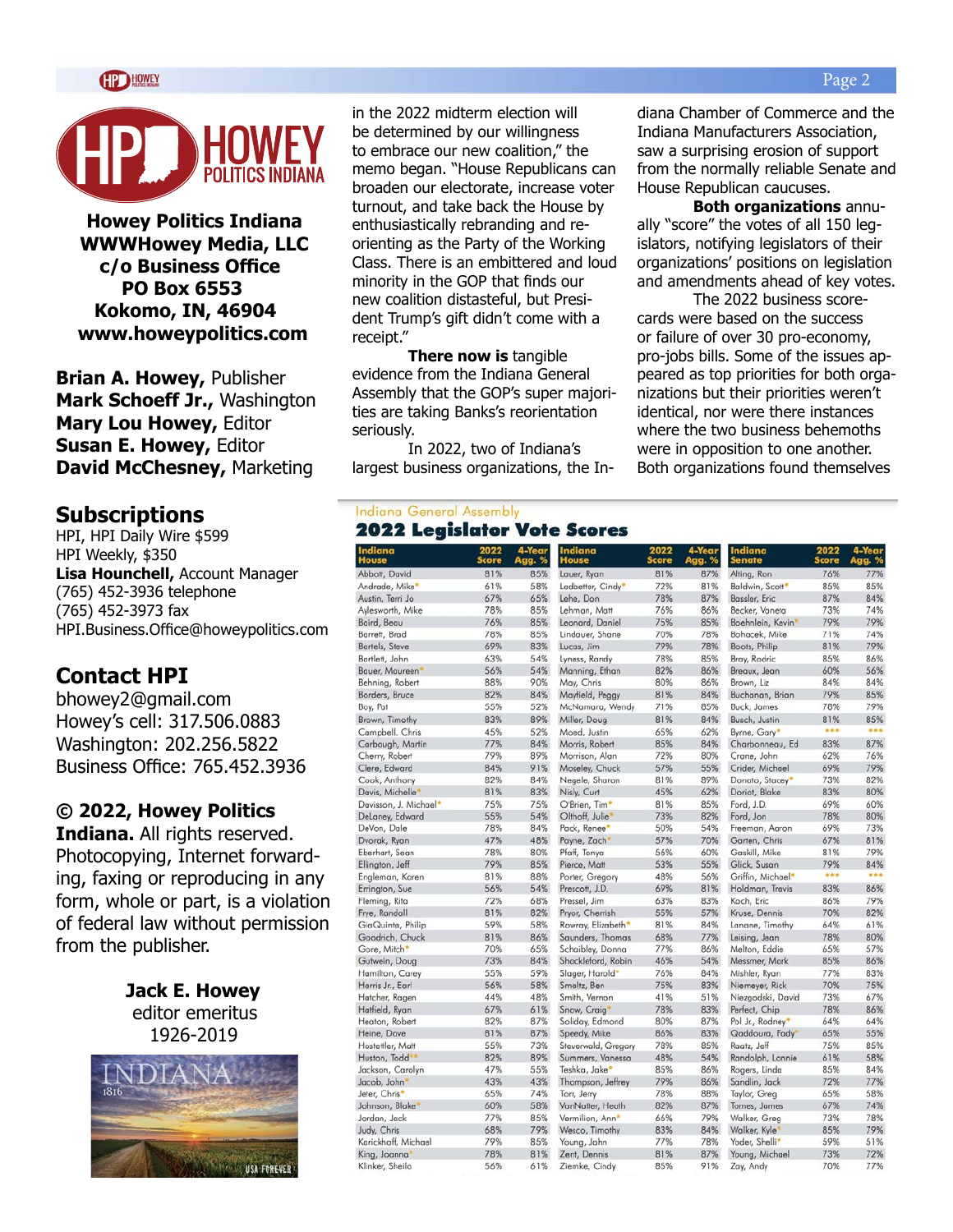**Howey Politics Indiana**
**WWWHowey Media, LLC**
**c/o Business Office**
**PO Box 6553**
**Kokomo, IN, 46904**
**www.howeypolitics.com**

**Brian A. Howey,** Publisher
**Mark Schoeff Jr.,** Washington
**Mary Lou Howey,** Editor
**Susan E. Howey,** Editor
**David McChesney,** Marketing

## Subscriptions

HPI, HPI Daily Wire $599
HPI Weekly, $350
**Lisa Hounchell,** Account Manager
(765) 452-3936 telephone
(765) 452-3973 fax
HPI.Business.Office@howeypolitics.com

## Contact HPI

bhowey2@gmail.com
Howey's cell: 317.506.0883
Washington: 202.256.5822
Business Office: 765.452.3936

**© 2022, Howey Politics Indiana.** All rights reserved. Photocopying, Internet forwarding, faxing or reproducing in any form, whole or part, is a violation of federal law without permission from the publisher.

**Jack E. Howey**
editor emeritus
1926-2019

in the 2022 midterm election will be determined by our willingness to embrace our new coalition," the memo began. "House Republicans can broaden our electorate, increase voter turnout, and take back the House by enthusiastically rebranding and re-orienting as the Party of the Working Class. There is an embittered and loud minority in the GOP that finds our new coalition distasteful, but President Trump's gift didn't come with a receipt."

**There now is** tangible evidence from the Indiana General Assembly that the GOP's super majorities are taking Banks's reorientation seriously.

In 2022, two of Indiana's largest business organizations, the Indiana Chamber of Commerce and the Indiana Manufacturers Association, saw a surprising erosion of support from the normally reliable Senate and House Republican caucuses.

**Both organizations** annually "score" the votes of all 150 legislators, notifying legislators of their organizations' positions on legislation and amendments ahead of key votes.

The 2022 business scorecards were based on the success or failure of over 30 pro-economy, pro-jobs bills. Some of the issues appeared as top priorities for both organizations but their priorities weren't identical, nor were there instances where the two business behemoths were in opposition to one another. Both organizations found themselves

Indiana General Assembly

### 2022 Legislator Vote Scores

| Indiana House | 2022 Score | 4-Year Agg. % | Indiana House | 2022 Score | 4-Year Agg. % | Indiana Senate | 2022 Score | 4-Year Agg. % |
|---|---|---|---|---|---|---|---|---|
| Abbott, David | 81% | 85% | Lauer, Ryan | 81% | 87% | Alting, Ron | 76% | 77% |
| Andrade, Mike* | 61% | 58% | Ledbetter, Cindy* | 72% | 81% | Baldwin, Scott* | 85% | 85% |
| Austin, Terri Jo | 67% | 65% | Lehe, Don | 78% | 87% | Bassler, Eric | 87% | 84% |
| Aylesworth, Mike | 78% | 85% | Lehman, Matt | 76% | 86% | Becker, Vaneta | 73% | 74% |
| Baird, Beau | 76% | 85% | Leonard, Daniel | 75% | 85% | Boehnlein, Kevin* | 79% | 79% |
| Barrett, Brad | 78% | 85% | Lindauer, Shane | 70% | 78% | Bohacek, Mike | 71% | 74% |
| Bartels, Steve | 69% | 83% | Lucas, Jim | 79% | 78% | Boots, Philip | 81% | 79% |
| Bartlett, John | 63% | 54% | Lyness, Randy | 78% | 85% | Bray, Rodric | 85% | 86% |
| Bauer, Maureen* | 56% | 54% | Manning, Ethan | 82% | 86% | Breaux, Jean | 60% | 56% |
| Behning, Robert | 88% | 90% | May, Chris | 80% | 86% | Brown, Liz | 84% | 84% |
| Borders, Bruce | 82% | 84% | Mayfield, Peggy | 81% | 84% | Buchanan, Brian | 79% | 85% |
| Boy, Pat | 55% | 52% | McNamara, Wendy | 71% | 85% | Buck, James | 78% | 79% |
| Brown, Timothy | 83% | 89% | Miller, Doug | 81% | 84% | Busch, Justin | 81% | 85% |
| Campbell, Chris | 45% | 52% | Moed, Justin | 65% | 62% | Byrne, Gary* | *** | *** |
| Carbaugh, Martin | 77% | 84% | Morris, Robert | 85% | 84% | Charbonneau, Ed | 83% | 87% |
| Cherry, Robert | 79% | 89% | Morrison, Alan | 72% | 80% | Crane, John | 62% | 76% |
| Clere, Edward | 84% | 91% | Moseley, Chuck | 57% | 55% | Crider, Michael | 69% | 79% |
| Cook, Anthony | 82% | 84% | Negele, Sharon | 81% | 89% | Donato, Stacey* | 73% | 82% |
| Davis, Michelle* | 81% | 83% | Nisly, Curt | 45% | 62% | Doriot, Blake | 83% | 80% |
| Davisson, J. Michael* | 75% | 75% | O'Brien, Tim* | 81% | 85% | Ford, J.D. | 69% | 60% |
| DeLaney, Edward | 55% | 54% | Olthoff, Julie* | 73% | 82% | Ford, Jon | 78% | 80% |
| DeVon, Dale | 78% | 84% | Pack, Renee* | 50% | 54% | Freeman, Aaron | 69% | 73% |
| Dvorak, Ryan | 47% | 48% | Payne, Zach* | 57% | 70% | Garten, Chris | 67% | 81% |
| Eberhart, Sean | 78% | 80% | Pfaff, Tonya | 56% | 60% | Gaskill, Mike | 81% | 79% |
| Ellington, Jeff | 79% | 85% | Pierce, Matt | 53% | 55% | Glick, Susan | 79% | 84% |
| Engleman, Karen | 81% | 88% | Porter, Gregory | 48% | 56% | Griffin, Michael* | *** | *** |
| Errington, Sue | 56% | 54% | Prescott, J.D. | 69% | 81% | Holdman, Travis | 83% | 86% |
| Fleming, Rita | 72% | 68% | Pressel, Jim | 63% | 83% | Koch, Eric | 86% | 79% |
| Frye, Randall | 81% | 82% | Pryor, Cherrish | 55% | 57% | Kruse, Dennis | 70% | 82% |
| GiaQuinta, Philip | 59% | 58% | Rowray, Elizabeth* | 81% | 84% | Lanane, Timothy | 64% | 61% |
| Goodrich, Chuck | 81% | 86% | Saunders, Thomas | 68% | 77% | Leising, Jean | 78% | 80% |
| Gore, Mitch* | 70% | 65% | Schaibley, Donna | 77% | 86% | Melton, Eddie | 65% | 57% |
| Gutwein, Doug | 73% | 84% | Shackleford, Robin | 46% | 54% | Messmer, Mark | 85% | 86% |
| Hamilton, Carey | 55% | 59% | Slager, Harold* | 76% | 84% | Mishler, Ryan | 77% | 83% |
| Harris Jr., Earl | 56% | 58% | Smaltz, Ben | 75% | 83% | Niemeyer, Rick | 70% | 75% |
| Hatcher, Ragen | 44% | 48% | Smith, Vernon | 41% | 51% | Niezgodski, David | 73% | 67% |
| Hatfield, Ryan | 67% | 61% | Snow, Craig* | 78% | 83% | Perfect, Chip | 78% | 86% |
| Heaton, Robert | 82% | 87% | Soliday, Edmond | 80% | 87% | Pol Jr., Rodney* | 64% | 64% |
| Heine, Dave | 81% | 87% | Speedy, Mike | 86% | 83% | Qaddoura, Fady* | 65% | 55% |
| Hostettler, Matt | 55% | 73% | Steuerwald, Gregory | 78% | 85% | Raatz, Jeff | 75% | 85% |
| Huston, Todd** | 82% | 89% | Summers, Vanessa | 48% | 54% | Randolph, Lonnie | 61% | 58% |
| Jackson, Carolyn | 47% | 55% | Teshka, Jake* | 85% | 86% | Rogers, Linda | 85% | 84% |
| Jacob, John* | 43% | 43% | Thompson, Jeffrey | 79% | 86% | Sandlin, Jack | 72% | 77% |
| Jeter, Chris* | 65% | 74% | Torr, Jerry | 78% | 88% | Taylor, Greg | 65% | 58% |
| Johnson, Blake* | 60% | 58% | VanNatter, Heath | 82% | 87% | Tomes, James | 67% | 74% |
| Jordan, Jack | 77% | 85% | Vermilion, Ann* | 66% | 79% | Walker, Greg | 73% | 78% |
| Judy, Chris | 68% | 79% | Wesco, Timothy | 83% | 84% | Walker, Kyle* | 85% | 79% |
| Karickhoff, Michael | 79% | 85% | Young, John | 77% | 78% | Yoder, Shelli* | 59% | 51% |
| King, Joanna* | 78% | 81% | Zent, Dennis | 81% | 87% | Young, Michael | 73% | 72% |
| Klinker, Sheila | 56% | 61% | Ziemke, Cindy | 85% | 91% | Zay, Andy | 70% | 77% |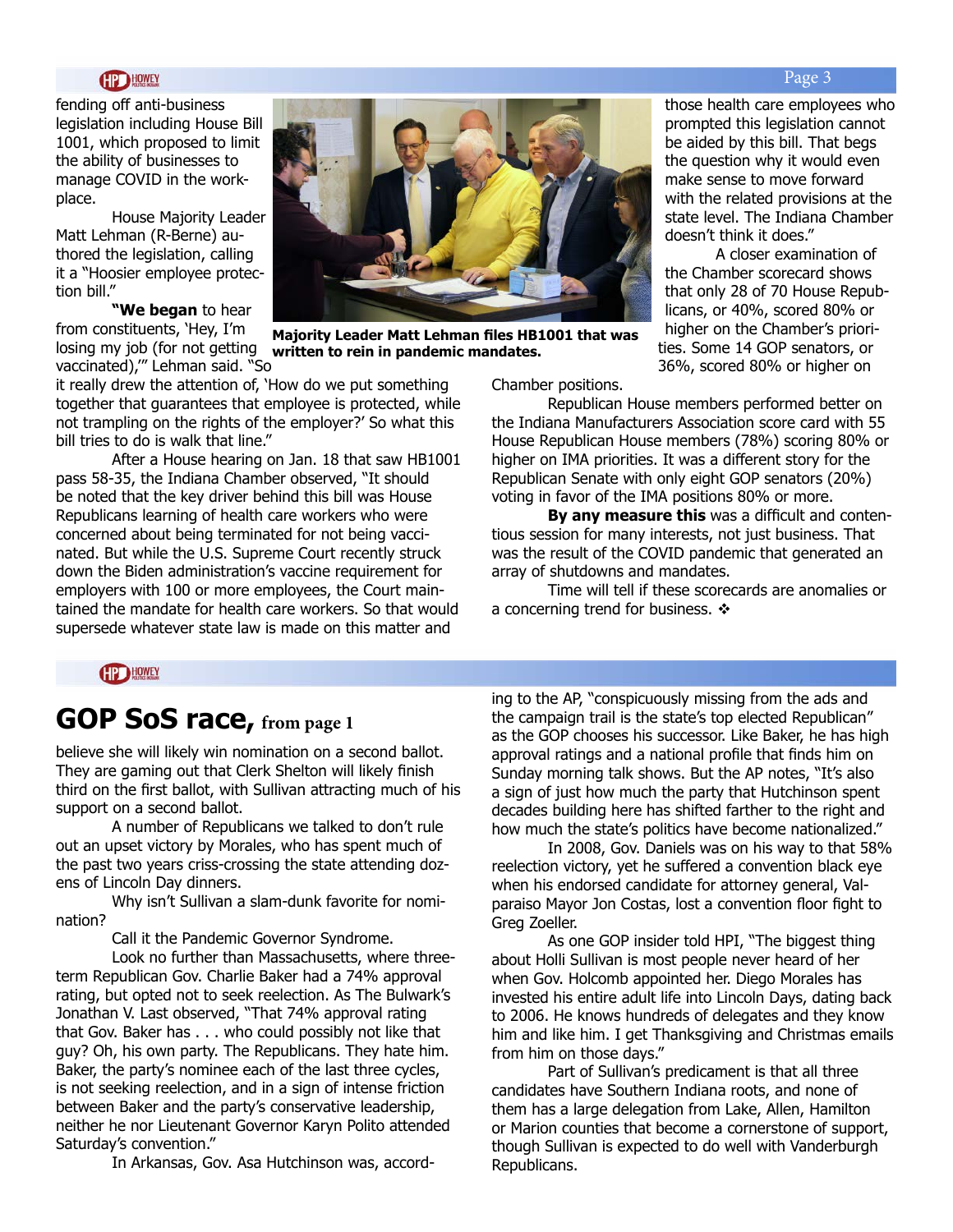fending off anti-business legislation including House Bill 1001, which proposed to limit the ability of businesses to manage COVID in the workplace.

House Majority Leader Matt Lehman (R-Berne) authored the legislation, calling it a "Hoosier employee protection bill."

**"We began** to hear from constituents, 'Hey, I'm losing my job (for not getting vaccinated),'" Lehman said. "So it really drew the attention of, 'How do we put something together that guarantees that employee is protected, while not trampling on the rights of the employer?' So what this bill tries to do is walk that line."

**Majority Leader Matt Lehman files HB1001 that was written to rein in pandemic mandates.**

After a House hearing on Jan. 18 that saw HB1001 pass 58-35, the Indiana Chamber observed, "It should be noted that the key driver behind this bill was House Republicans learning of health care workers who were concerned about being terminated for not being vaccinated. But while the U.S. Supreme Court recently struck down the Biden administration's vaccine requirement for employers with 100 or more employees, the Court maintained the mandate for health care workers. So that would supersede whatever state law is made on this matter and those health care employees who prompted this legislation cannot be aided by this bill. That begs the question why it would even make sense to move forward with the related provisions at the state level. The Indiana Chamber doesn't think it does."

A closer examination of the Chamber scorecard shows that only 28 of 70 House Republicans, or 40%, scored 80% or higher on the Chamber's priorities. Some 14 GOP senators, or 36%, scored 80% or higher on Chamber positions.

Republican House members performed better on the Indiana Manufacturers Association score card with 55 House Republican House members (78%) scoring 80% or higher on IMA priorities. It was a different story for the Republican Senate with only eight GOP senators (20%) voting in favor of the IMA positions 80% or more.

**By any measure this** was a difficult and contentious session for many interests, not just business. That was the result of the COVID pandemic that generated an array of shutdowns and mandates.

Time will tell if these scorecards are anomalies or a concerning trend for business. ❖

## GOP SoS race, from page 1

believe she will likely win nomination on a second ballot. They are gaming out that Clerk Shelton will likely finish third on the first ballot, with Sullivan attracting much of his support on a second ballot.

A number of Republicans we talked to don't rule out an upset victory by Morales, who has spent much of the past two years criss-crossing the state attending dozens of Lincoln Day dinners.

Why isn't Sullivan a slam-dunk favorite for nomination?

Call it the Pandemic Governor Syndrome.

Look no further than Massachusetts, where three-term Republican Gov. Charlie Baker had a 74% approval rating, but opted not to seek reelection. As The Bulwark's Jonathan V. Last observed, "That 74% approval rating that Gov. Baker has . . . who could possibly not like that guy? Oh, his own party. The Republicans. They hate him. Baker, the party's nominee each of the last three cycles, is not seeking reelection, and in a sign of intense friction between Baker and the party's conservative leadership, neither he nor Lieutenant Governor Karyn Polito attended Saturday's convention."

In Arkansas, Gov. Asa Hutchinson was, according to the AP, "conspicuously missing from the ads and the campaign trail is the state's top elected Republican" as the GOP chooses his successor. Like Baker, he has high approval ratings and a national profile that finds him on Sunday morning talk shows. But the AP notes, "It's also a sign of just how much the party that Hutchinson spent decades building here has shifted farther to the right and how much the state's politics have become nationalized."

In 2008, Gov. Daniels was on his way to that 58% reelection victory, yet he suffered a convention black eye when his endorsed candidate for attorney general, Valparaiso Mayor Jon Costas, lost a convention floor fight to Greg Zoeller.

As one GOP insider told HPI, "The biggest thing about Holli Sullivan is most people never heard of her when Gov. Holcomb appointed her. Diego Morales has invested his entire adult life into Lincoln Days, dating back to 2006. He knows hundreds of delegates and they know him and like him. I get Thanksgiving and Christmas emails from him on those days."

Part of Sullivan's predicament is that all three candidates have Southern Indiana roots, and none of them has a large delegation from Lake, Allen, Hamilton or Marion counties that become a cornerstone of support, though Sullivan is expected to do well with Vanderburgh Republicans.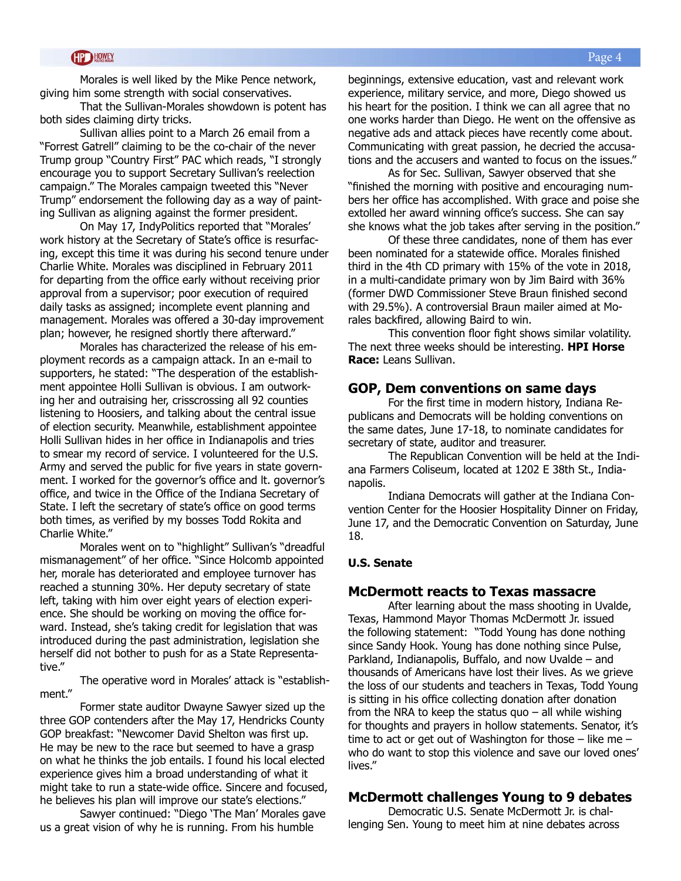Morales is well liked by the Mike Pence network, giving him some strength with social conservatives.

That the Sullivan-Morales showdown is potent has both sides claiming dirty tricks.

Sullivan allies point to a March 26 email from a "Forrest Gatrell" claiming to be the co-chair of the never Trump group "Country First" PAC which reads, "I strongly encourage you to support Secretary Sullivan's reelection campaign." The Morales campaign tweeted this "Never Trump" endorsement the following day as a way of painting Sullivan as aligning against the former president.

On May 17, IndyPolitics reported that "Morales' work history at the Secretary of State's office is resurfacing, except this time it was during his second tenure under Charlie White. Morales was disciplined in February 2011 for departing from the office early without receiving prior approval from a supervisor; poor execution of required daily tasks as assigned; incomplete event planning and management. Morales was offered a 30-day improvement plan; however, he resigned shortly there afterward."

Morales has characterized the release of his employment records as a campaign attack. In an e-mail to supporters, he stated: "The desperation of the establishment appointee Holli Sullivan is obvious. I am outworking her and outraising her, crisscrossing all 92 counties listening to Hoosiers, and talking about the central issue of election security. Meanwhile, establishment appointee Holli Sullivan hides in her office in Indianapolis and tries to smear my record of service. I volunteered for the U.S. Army and served the public for five years in state government. I worked for the governor's office and lt. governor's office, and twice in the Office of the Indiana Secretary of State. I left the secretary of state's office on good terms both times, as verified by my bosses Todd Rokita and Charlie White."

Morales went on to "highlight" Sullivan's "dreadful mismanagement" of her office. "Since Holcomb appointed her, morale has deteriorated and employee turnover has reached a stunning 30%. Her deputy secretary of state left, taking with him over eight years of election experience. She should be working on moving the office forward. Instead, she's taking credit for legislation that was introduced during the past administration, legislation she herself did not bother to push for as a State Representative."

The operative word in Morales' attack is "establishment."

Former state auditor Dwayne Sawyer sized up the three GOP contenders after the May 17, Hendricks County GOP breakfast: "Newcomer David Shelton was first up. He may be new to the race but seemed to have a grasp on what he thinks the job entails. I found his local elected experience gives him a broad understanding of what it might take to run a state-wide office. Sincere and focused, he believes his plan will improve our state's elections."

Sawyer continued: "Diego 'The Man' Morales gave us a great vision of why he is running. From his humble beginnings, extensive education, vast and relevant work experience, military service, and more, Diego showed us his heart for the position. I think we can all agree that no one works harder than Diego. He went on the offensive as negative ads and attack pieces have recently come about. Communicating with great passion, he decried the accusations and the accusers and wanted to focus on the issues."

As for Sec. Sullivan, Sawyer observed that she "finished the morning with positive and encouraging numbers her office has accomplished. With grace and poise she extolled her award winning office's success. She can say she knows what the job takes after serving in the position."

Of these three candidates, none of them has ever been nominated for a statewide office. Morales finished third in the 4th CD primary with 15% of the vote in 2018, in a multi-candidate primary won by Jim Baird with 36% (former DWD Commissioner Steve Braun finished second with 29.5%). A controversial Braun mailer aimed at Morales backfired, allowing Baird to win.

This convention floor fight shows similar volatility. The next three weeks should be interesting. **HPI Horse Race:** Leans Sullivan.

## GOP, Dem conventions on same days

For the first time in modern history, Indiana Republicans and Democrats will be holding conventions on the same dates, June 17-18, to nominate candidates for secretary of state, auditor and treasurer.

The Republican Convention will be held at the Indiana Farmers Coliseum, located at 1202 E 38th St., Indianapolis.

Indiana Democrats will gather at the Indiana Convention Center for the Hoosier Hospitality Dinner on Friday, June 17, and the Democratic Convention on Saturday, June 18.

### U.S. Senate

## McDermott reacts to Texas massacre

After learning about the mass shooting in Uvalde, Texas, Hammond Mayor Thomas McDermott Jr. issued the following statement: "Todd Young has done nothing since Sandy Hook. Young has done nothing since Pulse, Parkland, Indianapolis, Buffalo, and now Uvalde – and thousands of Americans have lost their lives. As we grieve the loss of our students and teachers in Texas, Todd Young is sitting in his office collecting donation after donation from the NRA to keep the status quo – all while wishing for thoughts and prayers in hollow statements. Senator, it's time to act or get out of Washington for those – like me – who do want to stop this violence and save our loved ones' lives."

## McDermott challenges Young to 9 debates

Democratic U.S. Senate McDermott Jr. is challenging Sen. Young to meet him at nine debates across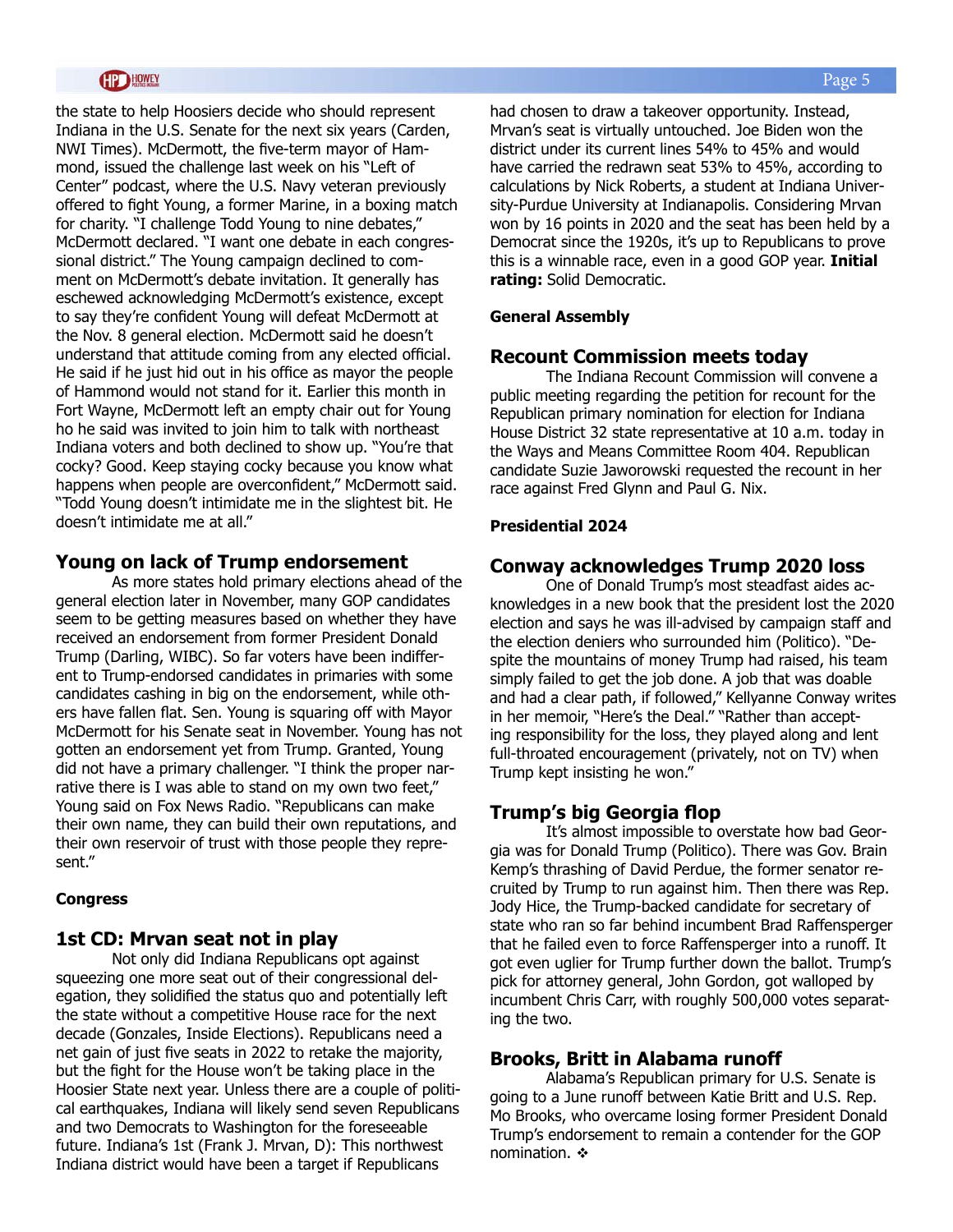the state to help Hoosiers decide who should represent Indiana in the U.S. Senate for the next six years (Carden, NWI Times). McDermott, the five-term mayor of Hammond, issued the challenge last week on his "Left of Center" podcast, where the U.S. Navy veteran previously offered to fight Young, a former Marine, in a boxing match for charity. "I challenge Todd Young to nine debates," McDermott declared. "I want one debate in each congressional district." The Young campaign declined to comment on McDermott's debate invitation. It generally has eschewed acknowledging McDermott's existence, except to say they're confident Young will defeat McDermott at the Nov. 8 general election. McDermott said he doesn't understand that attitude coming from any elected official. He said if he just hid out in his office as mayor the people of Hammond would not stand for it. Earlier this month in Fort Wayne, McDermott left an empty chair out for Young ho he said was invited to join him to talk with northeast Indiana voters and both declined to show up. "You're that cocky? Good. Keep staying cocky because you know what happens when people are overconfident," McDermott said. "Todd Young doesn't intimidate me in the slightest bit. He doesn't intimidate me at all."

## Young on lack of Trump endorsement

As more states hold primary elections ahead of the general election later in November, many GOP candidates seem to be getting measures based on whether they have received an endorsement from former President Donald Trump (Darling, WIBC). So far voters have been indifferent to Trump-endorsed candidates in primaries with some candidates cashing in big on the endorsement, while others have fallen flat. Sen. Young is squaring off with Mayor McDermott for his Senate seat in November. Young has not gotten an endorsement yet from Trump. Granted, Young did not have a primary challenger. "I think the proper narrative there is I was able to stand on my own two feet," Young said on Fox News Radio. "Republicans can make their own name, they can build their own reputations, and their own reservoir of trust with those people they represent."

**Congress**

## 1st CD: Mrvan seat not in play

Not only did Indiana Republicans opt against squeezing one more seat out of their congressional delegation, they solidified the status quo and potentially left the state without a competitive House race for the next decade (Gonzales, Inside Elections). Republicans need a net gain of just five seats in 2022 to retake the majority, but the fight for the House won't be taking place in the Hoosier State next year. Unless there are a couple of political earthquakes, Indiana will likely send seven Republicans and two Democrats to Washington for the foreseeable future. Indiana's 1st (Frank J. Mrvan, D): This northwest Indiana district would have been a target if Republicans had chosen to draw a takeover opportunity. Instead, Mrvan's seat is virtually untouched. Joe Biden won the district under its current lines 54% to 45% and would have carried the redrawn seat 53% to 45%, according to calculations by Nick Roberts, a student at Indiana University-Purdue University at Indianapolis. Considering Mrvan won by 16 points in 2020 and the seat has been held by a Democrat since the 1920s, it's up to Republicans to prove this is a winnable race, even in a good GOP year. **Initial rating:** Solid Democratic.

**General Assembly**

## Recount Commission meets today

The Indiana Recount Commission will convene a public meeting regarding the petition for recount for the Republican primary nomination for election for Indiana House District 32 state representative at 10 a.m. today in the Ways and Means Committee Room 404. Republican candidate Suzie Jaworowski requested the recount in her race against Fred Glynn and Paul G. Nix.

**Presidential 2024**

## Conway acknowledges Trump 2020 loss

One of Donald Trump's most steadfast aides acknowledges in a new book that the president lost the 2020 election and says he was ill-advised by campaign staff and the election deniers who surrounded him (Politico). "Despite the mountains of money Trump had raised, his team simply failed to get the job done. A job that was doable and had a clear path, if followed," Kellyanne Conway writes in her memoir, "Here's the Deal." "Rather than accepting responsibility for the loss, they played along and lent full-throated encouragement (privately, not on TV) when Trump kept insisting he won."

## Trump's big Georgia flop

It's almost impossible to overstate how bad Georgia was for Donald Trump (Politico). There was Gov. Brain Kemp's thrashing of David Perdue, the former senator recruited by Trump to run against him. Then there was Rep. Jody Hice, the Trump-backed candidate for secretary of state who ran so far behind incumbent Brad Raffensperger that he failed even to force Raffensperger into a runoff. It got even uglier for Trump further down the ballot. Trump's pick for attorney general, John Gordon, got walloped by incumbent Chris Carr, with roughly 500,000 votes separating the two.

## Brooks, Britt in Alabama runoff

Alabama's Republican primary for U.S. Senate is going to a June runoff between Katie Britt and U.S. Rep. Mo Brooks, who overcame losing former President Donald Trump's endorsement to remain a contender for the GOP nomination. ❖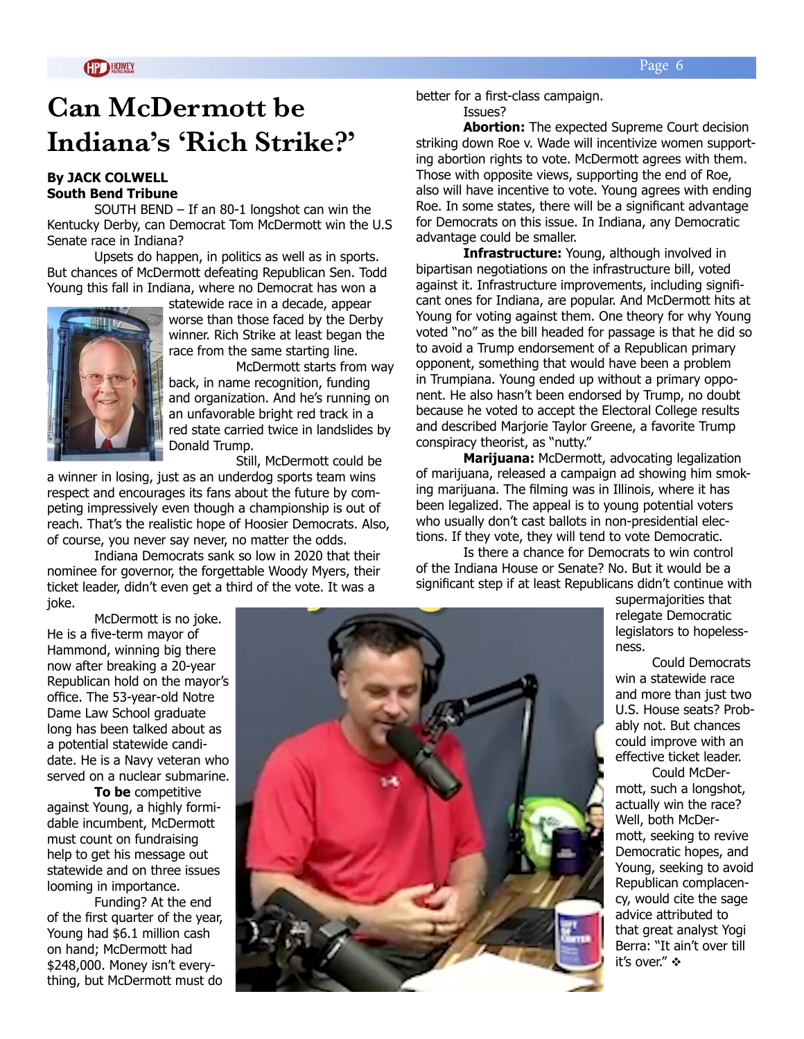# Can McDermott be Indiana's 'Rich Strike?'

**By JACK COLWELL**
**South Bend Tribune**

SOUTH BEND – If an 80-1 longshot can win the Kentucky Derby, can Democrat Tom McDermott win the U.S Senate race in Indiana?

Upsets do happen, in politics as well as in sports. But chances of McDermott defeating Republican Sen. Todd Young this fall in Indiana, where no Democrat has won a statewide race in a decade, appear worse than those faced by the Derby winner. Rich Strike at least began the race from the same starting line.

McDermott starts from way back, in name recognition, funding and organization. And he's running on an unfavorable bright red track in a red state carried twice in landslides by Donald Trump.

Still, McDermott could be a winner in losing, just as an underdog sports team wins respect and encourages its fans about the future by competing impressively even though a championship is out of reach. That's the realistic hope of Hoosier Democrats. Also, of course, you never say never, no matter the odds.

Indiana Democrats sank so low in 2020 that their nominee for governor, the forgettable Woody Myers, their ticket leader, didn't even get a third of the vote. It was a joke.

McDermott is no joke. He is a five-term mayor of Hammond, winning big there now after breaking a 20-year Republican hold on the mayor's office. The 53-year-old Notre Dame Law School graduate long has been talked about as a potential statewide candidate. He is a Navy veteran who served on a nuclear submarine.

**To be** competitive against Young, a highly formidable incumbent, McDermott must count on fundraising help to get his message out statewide and on three issues looming in importance.

Funding? At the end of the first quarter of the year, Young had $6.1 million cash on hand; McDermott had $248,000. Money isn't everything, but McDermott must do better for a first-class campaign.

Issues?

**Abortion:** The expected Supreme Court decision striking down Roe v. Wade will incentivize women supporting abortion rights to vote. McDermott agrees with them. Those with opposite views, supporting the end of Roe, also will have incentive to vote. Young agrees with ending Roe. In some states, there will be a significant advantage for Democrats on this issue. In Indiana, any Democratic advantage could be smaller.

**Infrastructure:** Young, although involved in bipartisan negotiations on the infrastructure bill, voted against it. Infrastructure improvements, including significant ones for Indiana, are popular. And McDermott hits at Young for voting against them. One theory for why Young voted "no" as the bill headed for passage is that he did so to avoid a Trump endorsement of a Republican primary opponent, something that would have been a problem in Trumpiana. Young ended up without a primary opponent. He also hasn't been endorsed by Trump, no doubt because he voted to accept the Electoral College results and described Marjorie Taylor Greene, a favorite Trump conspiracy theorist, as "nutty."

**Marijuana:** McDermott, advocating legalization of marijuana, released a campaign ad showing him smoking marijuana. The filming was in Illinois, where it has been legalized. The appeal is to young potential voters who usually don't cast ballots in non-presidential elections. If they vote, they will tend to vote Democratic.

Is there a chance for Democrats to win control of the Indiana House or Senate? No. But it would be a significant step if at least Republicans didn't continue with supermajorities that relegate Democratic legislators to hopelessness.

Could Democrats win a statewide race and more than just two U.S. House seats? Probably not. But chances could improve with an effective ticket leader.

Could McDermott, such a longshot, actually win the race? Well, both McDermott, seeking to revive Democratic hopes, and Young, seeking to avoid Republican complacency, would cite the sage advice attributed to that great analyst Yogi Berra: "It ain't over till it's over." ❖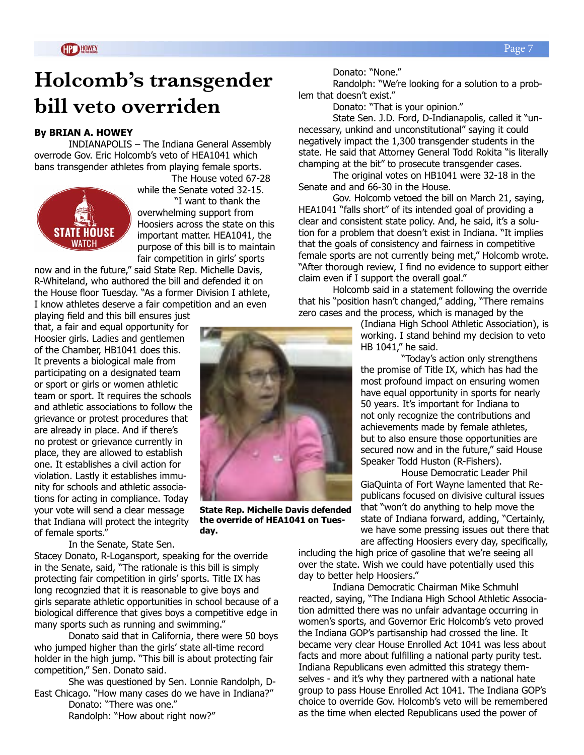# Holcomb's transgender bill veto overriden

**By BRIAN A. HOWEY**

INDIANAPOLIS – The Indiana General Assembly overrode Gov. Eric Holcomb's veto of HEA1041 which bans transgender athletes from playing female sports.

The House voted 67-28 while the Senate voted 32-15.

"I want to thank the overwhelming support from Hoosiers across the state on this important matter. HEA1041, the purpose of this bill is to maintain fair competition in girls' sports now and in the future," said State Rep. Michelle Davis, R-Whiteland, who authored the bill and defended it on the House floor Tuesday. "As a former Division I athlete, I know athletes deserve a fair competition and an even playing field and this bill ensures just that, a fair and equal opportunity for Hoosier girls. Ladies and gentlemen of the Chamber, HB1041 does this. It prevents a biological male from participating on a designated team or sport or girls or women athletic team or sport. It requires the schools and athletic associations to follow the grievance or protest procedures that are already in place. And if there's no protest or grievance currently in place, they are allowed to establish one. It establishes a civil action for violation. Lastly it establishes immunity for schools and athletic associations for acting in compliance. Today your vote will send a clear message that Indiana will protect the integrity of female sports."

**State Rep. Michelle Davis defended the override of HEA1041 on Tuesday.**

In the Senate, State Sen. Stacey Donato, R-Logansport, speaking for the override in the Senate, said, "The rationale is this bill is simply protecting fair competition in girls' sports. Title IX has long recognzied that it is reasonable to give boys and girls separate athletic opportunities in school because of a biological difference that gives boys a competitive edge in many sports such as running and swimming."

Donato said that in California, there were 50 boys who jumped higher than the girls' state all-time record holder in the high jump. "This bill is about protecting fair competition," Sen. Donato said.

She was questioned by Sen. Lonnie Randolph, D-East Chicago. "How many cases do we have in Indiana?"

Donato: "There was one."

Randolph: "How about right now?"

Donato: "None."

Randolph: "We're looking for a solution to a problem that doesn't exist."

Donato: "That is your opinion."

State Sen. J.D. Ford, D-Indianapolis, called it "unnecessary, unkind and unconstitutional" saying it could negatively impact the 1,300 transgender students in the state. He said that Attorney General Todd Rokita "is literally champing at the bit" to prosecute transgender cases.

The original votes on HB1041 were 32-18 in the Senate and and 66-30 in the House.

Gov. Holcomb vetoed the bill on March 21, saying, HEA1041 "falls short" of its intended goal of providing a clear and consistent state policy. And, he said, it's a solution for a problem that doesn't exist in Indiana. "It implies that the goals of consistency and fairness in competitive female sports are not currently being met," Holcomb wrote. "After thorough review, I find no evidence to support either claim even if I support the overall goal."

Holcomb said in a statement following the override that his "position hasn't changed," adding, "There remains zero cases and the process, which is managed by the (Indiana High School Athletic Association), is working. I stand behind my decision to veto HB 1041," he said.

"Today's action only strengthens the promise of Title IX, which has had the most profound impact on ensuring women have equal opportunity in sports for nearly 50 years. It's important for Indiana to not only recognize the contributions and achievements made by female athletes, but to also ensure those opportunities are secured now and in the future," said House Speaker Todd Huston (R-Fishers).

House Democratic Leader Phil GiaQuinta of Fort Wayne lamented that Republicans focused on divisive cultural issues that "won't do anything to help move the state of Indiana forward, adding, "Certainly, we have some pressing issues out there that are affecting Hoosiers every day, specifically, including the high price of gasoline that we're seeing all over the state. Wish we could have potentially used this day to better help Hoosiers."

Indiana Democratic Chairman Mike Schmuhl reacted, saying, "The Indiana High School Athletic Association admitted there was no unfair advantage occurring in women's sports, and Governor Eric Holcomb's veto proved the Indiana GOP's partisanship had crossed the line. It became very clear House Enrolled Act 1041 was less about facts and more about fulfilling a national party purity test. Indiana Republicans even admitted this strategy themselves - and it's why they partnered with a national hate group to pass House Enrolled Act 1041. The Indiana GOP's choice to override Gov. Holcomb's veto will be remembered as the time when elected Republicans used the power of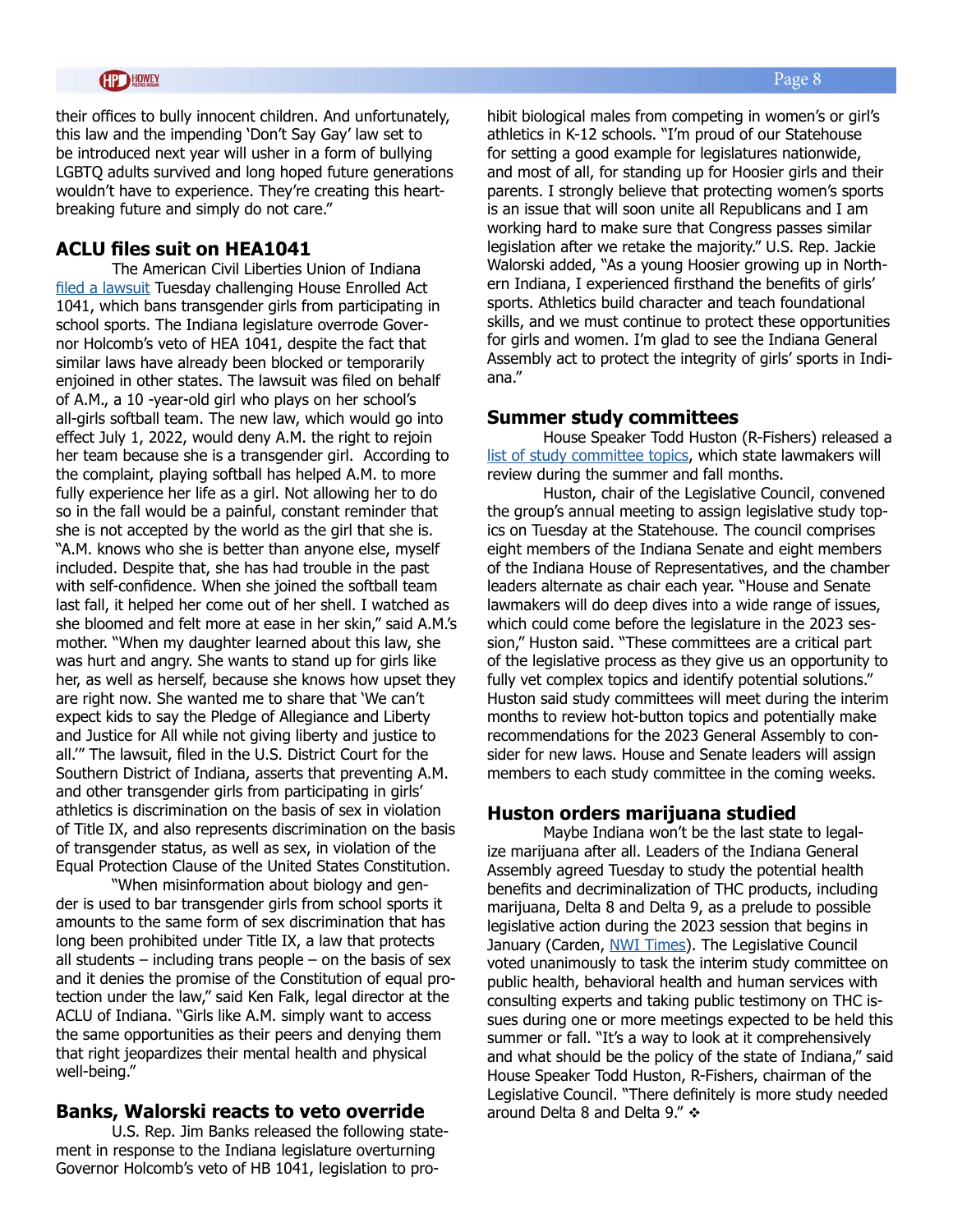their offices to bully innocent children. And unfortunately, this law and the impending 'Don't Say Gay' law set to be introduced next year will usher in a form of bullying LGBTQ adults survived and long hoped future generations wouldn't have to experience. They're creating this heartbreaking future and simply do not care."

## ACLU files suit on HEA1041

The American Civil Liberties Union of Indiana filed a lawsuit Tuesday challenging House Enrolled Act 1041, which bans transgender girls from participating in school sports. The Indiana legislature overrode Governor Holcomb's veto of HEA 1041, despite the fact that similar laws have already been blocked or temporarily enjoined in other states. The lawsuit was filed on behalf of A.M., a 10 -year-old girl who plays on her school's all-girls softball team. The new law, which would go into effect July 1, 2022, would deny A.M. the right to rejoin her team because she is a transgender girl. According to the complaint, playing softball has helped A.M. to more fully experience her life as a girl. Not allowing her to do so in the fall would be a painful, constant reminder that she is not accepted by the world as the girl that she is. "A.M. knows who she is better than anyone else, myself included. Despite that, she has had trouble in the past with self-confidence. When she joined the softball team last fall, it helped her come out of her shell. I watched as she bloomed and felt more at ease in her skin," said A.M.'s mother. "When my daughter learned about this law, she was hurt and angry. She wants to stand up for girls like her, as well as herself, because she knows how upset they are right now. She wanted me to share that 'We can't expect kids to say the Pledge of Allegiance and Liberty and Justice for All while not giving liberty and justice to all.'" The lawsuit, filed in the U.S. District Court for the Southern District of Indiana, asserts that preventing A.M. and other transgender girls from participating in girls' athletics is discrimination on the basis of sex in violation of Title IX, and also represents discrimination on the basis of transgender status, as well as sex, in violation of the Equal Protection Clause of the United States Constitution.

"When misinformation about biology and gender is used to bar transgender girls from school sports it amounts to the same form of sex discrimination that has long been prohibited under Title IX, a law that protects all students – including trans people – on the basis of sex and it denies the promise of the Constitution of equal protection under the law," said Ken Falk, legal director at the ACLU of Indiana. "Girls like A.M. simply want to access the same opportunities as their peers and denying them that right jeopardizes their mental health and physical well-being."

## Banks, Walorski reacts to veto override

U.S. Rep. Jim Banks released the following statement in response to the Indiana legislature overturning Governor Holcomb's veto of HB 1041, legislation to prohibit biological males from competing in women's or girl's athletics in K-12 schools. "I'm proud of our Statehouse for setting a good example for legislatures nationwide, and most of all, for standing up for Hoosier girls and their parents. I strongly believe that protecting women's sports is an issue that will soon unite all Republicans and I am working hard to make sure that Congress passes similar legislation after we retake the majority." U.S. Rep. Jackie Walorski added, "As a young Hoosier growing up in Northern Indiana, I experienced firsthand the benefits of girls' sports. Athletics build character and teach foundational skills, and we must continue to protect these opportunities for girls and women. I'm glad to see the Indiana General Assembly act to protect the integrity of girls' sports in Indiana."

## Summer study committees

House Speaker Todd Huston (R-Fishers) released a list of study committee topics, which state lawmakers will review during the summer and fall months.

Huston, chair of the Legislative Council, convened the group's annual meeting to assign legislative study topics on Tuesday at the Statehouse. The council comprises eight members of the Indiana Senate and eight members of the Indiana House of Representatives, and the chamber leaders alternate as chair each year. "House and Senate lawmakers will do deep dives into a wide range of issues, which could come before the legislature in the 2023 session," Huston said. "These committees are a critical part of the legislative process as they give us an opportunity to fully vet complex topics and identify potential solutions." Huston said study committees will meet during the interim months to review hot-button topics and potentially make recommendations for the 2023 General Assembly to consider for new laws. House and Senate leaders will assign members to each study committee in the coming weeks.

## Huston orders marijuana studied

Maybe Indiana won't be the last state to legalize marijuana after all. Leaders of the Indiana General Assembly agreed Tuesday to study the potential health benefits and decriminalization of THC products, including marijuana, Delta 8 and Delta 9, as a prelude to possible legislative action during the 2023 session that begins in January (Carden, NWI Times). The Legislative Council voted unanimously to task the interim study committee on public health, behavioral health and human services with consulting experts and taking public testimony on THC issues during one or more meetings expected to be held this summer or fall. "It's a way to look at it comprehensively and what should be the policy of the state of Indiana," said House Speaker Todd Huston, R-Fishers, chairman of the Legislative Council. "There definitely is more study needed around Delta 8 and Delta 9." ❖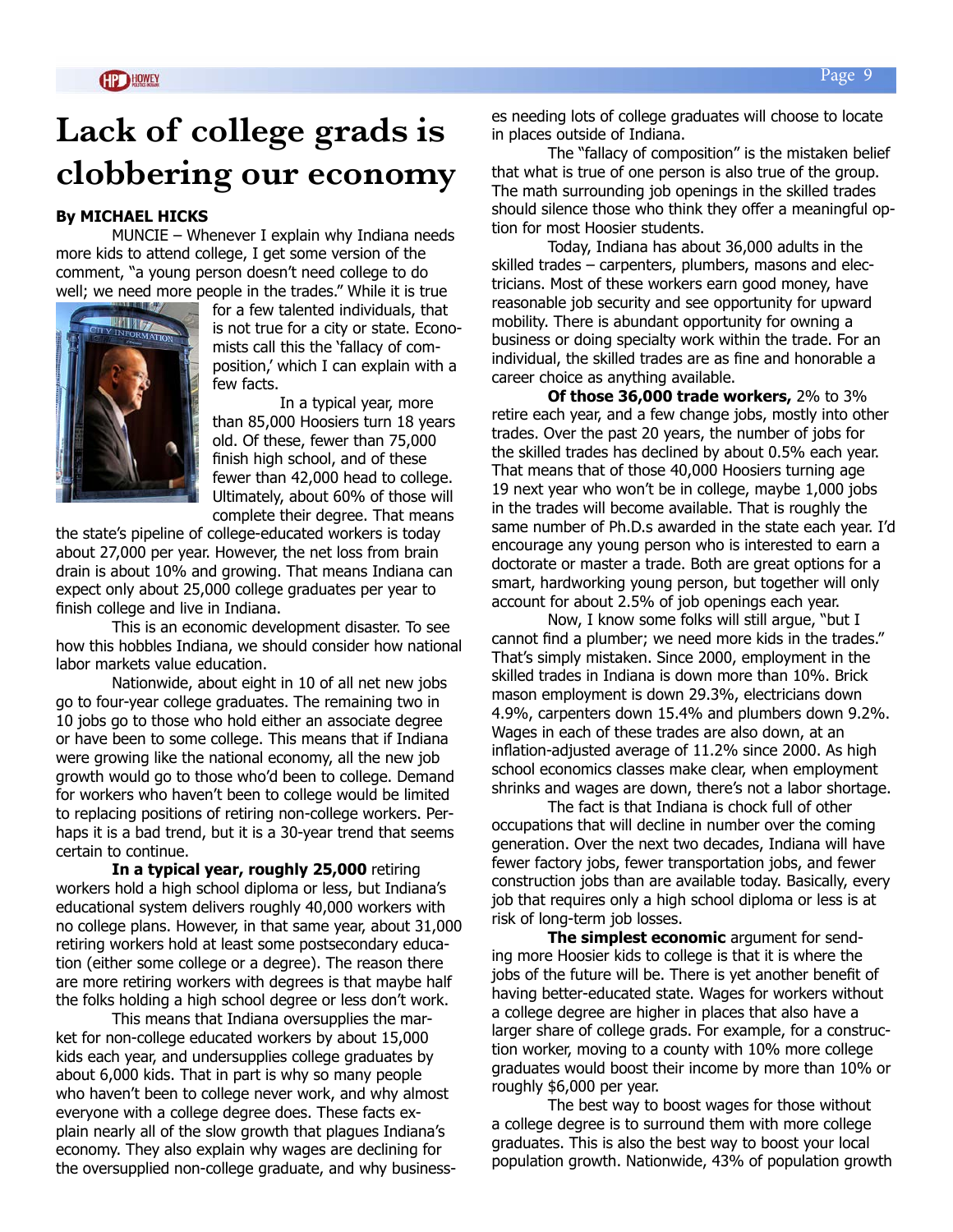# Lack of college grads is clobbering our economy

**By MICHAEL HICKS**

MUNCIE – Whenever I explain why Indiana needs more kids to attend college, I get some version of the comment, "a young person doesn't need college to do well; we need more people in the trades." While it is true for a few talented individuals, that is not true for a city or state. Economists call this the 'fallacy of composition,' which I can explain with a few facts.

In a typical year, more than 85,000 Hoosiers turn 18 years old. Of these, fewer than 75,000 finish high school, and of these fewer than 42,000 head to college. Ultimately, about 60% of those will complete their degree. That means the state's pipeline of college-educated workers is today about 27,000 per year. However, the net loss from brain drain is about 10% and growing. That means Indiana can expect only about 25,000 college graduates per year to finish college and live in Indiana.

This is an economic development disaster. To see how this hobbles Indiana, we should consider how national labor markets value education.

Nationwide, about eight in 10 of all net new jobs go to four-year college graduates. The remaining two in 10 jobs go to those who hold either an associate degree or have been to some college. This means that if Indiana were growing like the national economy, all the new job growth would go to those who'd been to college. Demand for workers who haven't been to college would be limited to replacing positions of retiring non-college workers. Perhaps it is a bad trend, but it is a 30-year trend that seems certain to continue.

**In a typical year, roughly 25,000** retiring workers hold a high school diploma or less, but Indiana's educational system delivers roughly 40,000 workers with no college plans. However, in that same year, about 31,000 retiring workers hold at least some postsecondary education (either some college or a degree). The reason there are more retiring workers with degrees is that maybe half the folks holding a high school degree or less don't work.

This means that Indiana oversupplies the market for non-college educated workers by about 15,000 kids each year, and undersupplies college graduates by about 6,000 kids. That in part is why so many people who haven't been to college never work, and why almost everyone with a college degree does. These facts explain nearly all of the slow growth that plagues Indiana's economy. They also explain why wages are declining for the oversupplied non-college graduate, and why businesses needing lots of college graduates will choose to locate in places outside of Indiana.

The "fallacy of composition" is the mistaken belief that what is true of one person is also true of the group. The math surrounding job openings in the skilled trades should silence those who think they offer a meaningful option for most Hoosier students.

Today, Indiana has about 36,000 adults in the skilled trades – carpenters, plumbers, masons and electricians. Most of these workers earn good money, have reasonable job security and see opportunity for upward mobility. There is abundant opportunity for owning a business or doing specialty work within the trade. For an individual, the skilled trades are as fine and honorable a career choice as anything available.

**Of those 36,000 trade workers,** 2% to 3% retire each year, and a few change jobs, mostly into other trades. Over the past 20 years, the number of jobs for the skilled trades has declined by about 0.5% each year. That means that of those 40,000 Hoosiers turning age 19 next year who won't be in college, maybe 1,000 jobs in the trades will become available. That is roughly the same number of Ph.D.s awarded in the state each year. I'd encourage any young person who is interested to earn a doctorate or master a trade. Both are great options for a smart, hardworking young person, but together will only account for about 2.5% of job openings each year.

Now, I know some folks will still argue, "but I cannot find a plumber; we need more kids in the trades." That's simply mistaken. Since 2000, employment in the skilled trades in Indiana is down more than 10%. Brick mason employment is down 29.3%, electricians down 4.9%, carpenters down 15.4% and plumbers down 9.2%. Wages in each of these trades are also down, at an inflation-adjusted average of 11.2% since 2000. As high school economics classes make clear, when employment shrinks and wages are down, there's not a labor shortage.

The fact is that Indiana is chock full of other occupations that will decline in number over the coming generation. Over the next two decades, Indiana will have fewer factory jobs, fewer transportation jobs, and fewer construction jobs than are available today. Basically, every job that requires only a high school diploma or less is at risk of long-term job losses.

**The simplest economic** argument for sending more Hoosier kids to college is that it is where the jobs of the future will be. There is yet another benefit of having better-educated state. Wages for workers without a college degree are higher in places that also have a larger share of college grads. For example, for a construction worker, moving to a county with 10% more college graduates would boost their income by more than 10% or roughly $6,000 per year.

The best way to boost wages for those without a college degree is to surround them with more college graduates. This is also the best way to boost your local population growth. Nationwide, 43% of population growth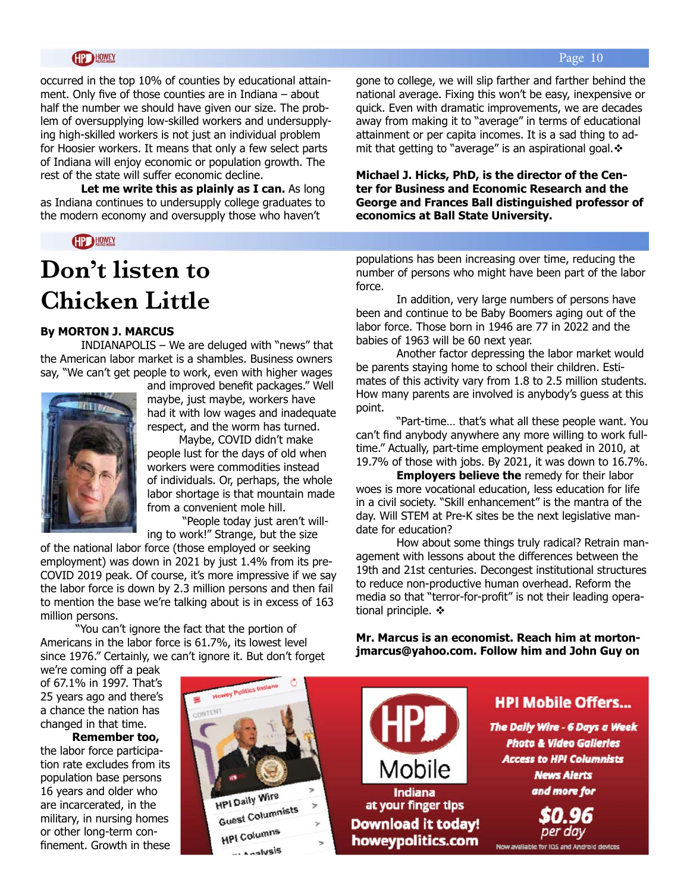occurred in the top 10% of counties by educational attainment. Only five of those counties are in Indiana – about half the number we should have given our size. The problem of oversupplying low-skilled workers and undersupplying high-skilled workers is not just an individual problem for Hoosier workers. It means that only a few select parts of Indiana will enjoy economic or population growth. The rest of the state will suffer economic decline.

**Let me write this as plainly as I can.** As long as Indiana continues to undersupply college graduates to the modern economy and oversupply those who haven't gone to college, we will slip farther and farther behind the national average. Fixing this won't be easy, inexpensive or quick. Even with dramatic improvements, we are decades away from making it to "average" in terms of educational attainment or per capita incomes. It is a sad thing to admit that getting to "average" is an aspirational goal. ❖

**Michael J. Hicks, PhD, is the director of the Center for Business and Economic Research and the George and Frances Ball distinguished professor of economics at Ball State University.**

# Don't listen to Chicken Little

**By MORTON J. MARCUS**

INDIANAPOLIS – We are deluged with "news" that the American labor market is a shambles. Business owners say, "We can't get people to work, even with higher wages and improved benefit packages." Well maybe, just maybe, workers have had it with low wages and inadequate respect, and the worm has turned.

Maybe, COVID didn't make people lust for the days of old when workers were commodities instead of individuals. Or, perhaps, the whole labor shortage is that mountain made from a convenient mole hill.

"People today just aren't willing to work!" Strange, but the size of the national labor force (those employed or seeking employment) was down in 2021 by just 1.4% from its pre-COVID 2019 peak. Of course, it's more impressive if we say the labor force is down by 2.3 million persons and then fail to mention the base we're talking about is in excess of 163 million persons.

"You can't ignore the fact that the portion of Americans in the labor force is 61.7%, its lowest level since 1976." Certainly, we can't ignore it. But don't forget we're coming off a peak of 67.1% in 1997. That's 25 years ago and there's a chance the nation has changed in that time.

**Remember too,** the labor force participation rate excludes from its population base persons 16 years and older who are incarcerated, in the military, in nursing homes or other long-term confinement. Growth in these populations has been increasing over time, reducing the number of persons who might have been part of the labor force.

In addition, very large numbers of persons have been and continue to be Baby Boomers aging out of the labor force. Those born in 1946 are 77 in 2022 and the babies of 1963 will be 60 next year.

Another factor depressing the labor market would be parents staying home to school their children. Estimates of this activity vary from 1.8 to 2.5 million students. How many parents are involved is anybody's guess at this point.

"Part-time… that's what all these people want. You can't find anybody anywhere any more willing to work full-time." Actually, part-time employment peaked in 2010, at 19.7% of those with jobs. By 2021, it was down to 16.7%.

**Employers believe the** remedy for their labor woes is more vocational education, less education for life in a civil society. "Skill enhancement" is the mantra of the day. Will STEM at Pre-K sites be the next legislative mandate for education?

How about some things truly radical? Retrain management with lessons about the differences between the 19th and 21st centuries. Decongest institutional structures to reduce non-productive human overhead. Reform the media so that "terror-for-profit" is not their leading operational principle. ❖

**Mr. Marcus is an economist. Reach him at mortonjmarcus@yahoo.com. Follow him and John Guy on**

HPI Mobile Offers... The Daily Wire - 6 Days a Week; Photo & Video Galleries; Access to HPI Columnists; News Alerts; and more for $0.96 per day. HPI Mobile Indiana at your finger tips. Download it today! howeypolitics.com. Now available for iOS and Android devices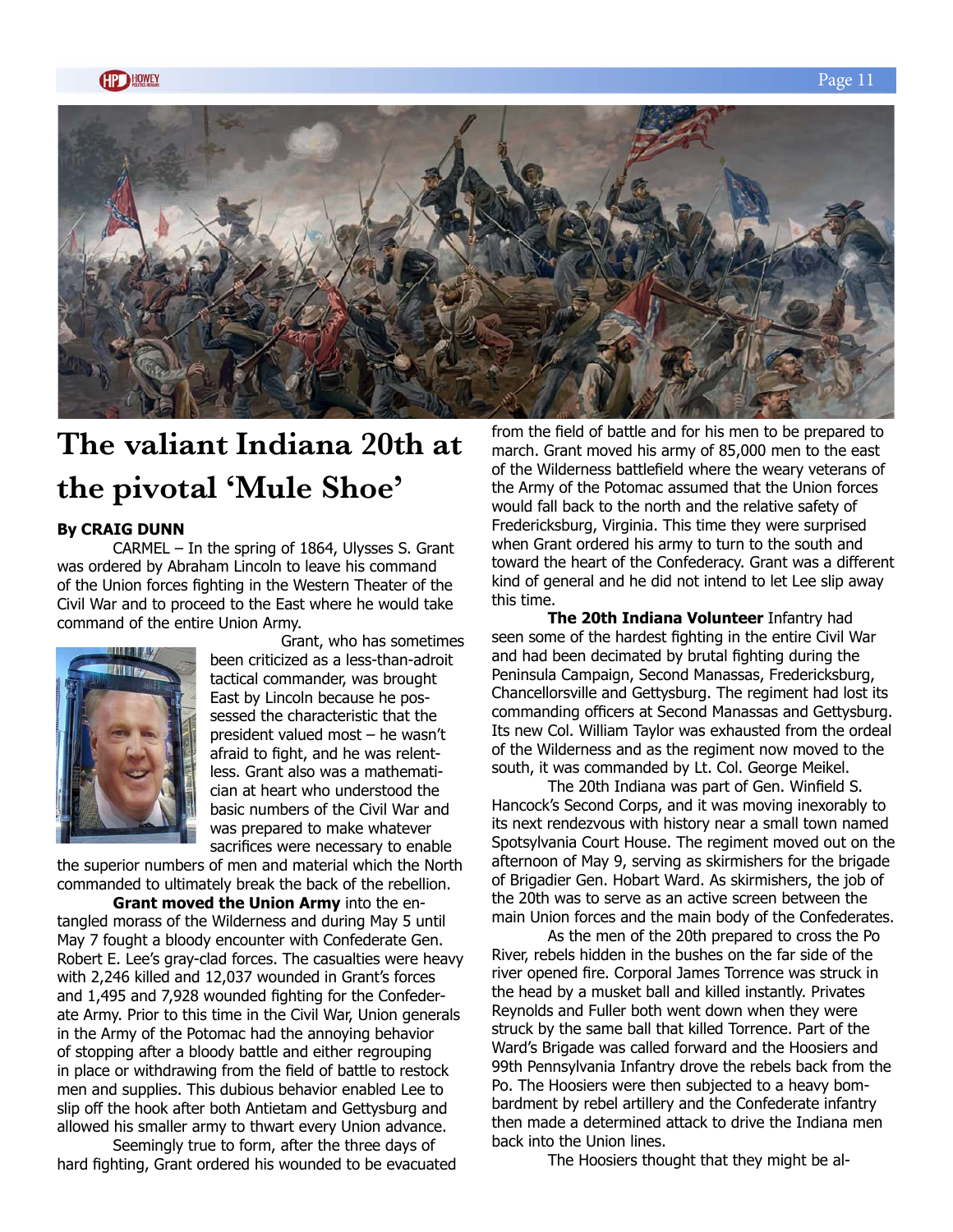# The valiant Indiana 20th at the pivotal 'Mule Shoe'

**By CRAIG DUNN**

CARMEL – In the spring of 1864, Ulysses S. Grant was ordered by Abraham Lincoln to leave his command of the Union forces fighting in the Western Theater of the Civil War and to proceed to the East where he would take command of the entire Union Army.

Grant, who has sometimes been criticized as a less-than-adroit tactical commander, was brought East by Lincoln because he possessed the characteristic that the president valued most – he wasn't afraid to fight, and he was relentless. Grant also was a mathematician at heart who understood the basic numbers of the Civil War and was prepared to make whatever sacrifices were necessary to enable the superior numbers of men and material which the North commanded to ultimately break the back of the rebellion.

**Grant moved the Union Army** into the entangled morass of the Wilderness and during May 5 until May 7 fought a bloody encounter with Confederate Gen. Robert E. Lee's gray-clad forces. The casualties were heavy with 2,246 killed and 12,037 wounded in Grant's forces and 1,495 and 7,928 wounded fighting for the Confederate Army. Prior to this time in the Civil War, Union generals in the Army of the Potomac had the annoying behavior of stopping after a bloody battle and either regrouping in place or withdrawing from the field of battle to restock men and supplies. This dubious behavior enabled Lee to slip off the hook after both Antietam and Gettysburg and allowed his smaller army to thwart every Union advance.

Seemingly true to form, after the three days of hard fighting, Grant ordered his wounded to be evacuated from the field of battle and for his men to be prepared to march. Grant moved his army of 85,000 men to the east of the Wilderness battlefield where the weary veterans of the Army of the Potomac assumed that the Union forces would fall back to the north and the relative safety of Fredericksburg, Virginia. This time they were surprised when Grant ordered his army to turn to the south and toward the heart of the Confederacy. Grant was a different kind of general and he did not intend to let Lee slip away this time.

**The 20th Indiana Volunteer** Infantry had seen some of the hardest fighting in the entire Civil War and had been decimated by brutal fighting during the Peninsula Campaign, Second Manassas, Fredericksburg, Chancellorsville and Gettysburg. The regiment had lost its commanding officers at Second Manassas and Gettysburg. Its new Col. William Taylor was exhausted from the ordeal of the Wilderness and as the regiment now moved to the south, it was commanded by Lt. Col. George Meikel.

The 20th Indiana was part of Gen. Winfield S. Hancock's Second Corps, and it was moving inexorably to its next rendezvous with history near a small town named Spotsylvania Court House. The regiment moved out on the afternoon of May 9, serving as skirmishers for the brigade of Brigadier Gen. Hobart Ward. As skirmishers, the job of the 20th was to serve as an active screen between the main Union forces and the main body of the Confederates.

As the men of the 20th prepared to cross the Po River, rebels hidden in the bushes on the far side of the river opened fire. Corporal James Torrence was struck in the head by a musket ball and killed instantly. Privates Reynolds and Fuller both went down when they were struck by the same ball that killed Torrence. Part of the Ward's Brigade was called forward and the Hoosiers and 99th Pennsylvania Infantry drove the rebels back from the Po. The Hoosiers were then subjected to a heavy bombardment by rebel artillery and the Confederate infantry then made a determined attack to drive the Indiana men back into the Union lines.

The Hoosiers thought that they might be al-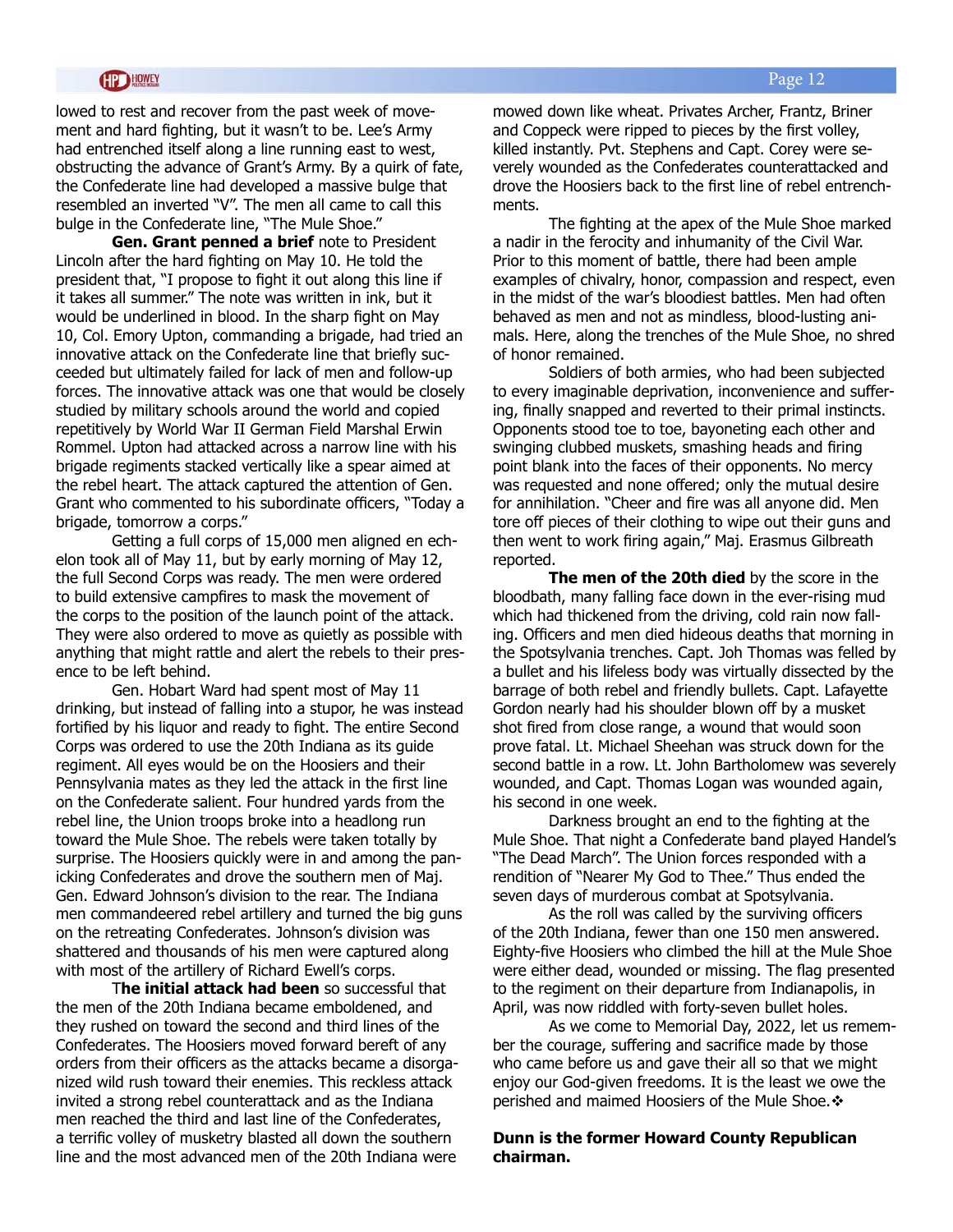lowed to rest and recover from the past week of movement and hard fighting, but it wasn't to be. Lee's Army had entrenched itself along a line running east to west, obstructing the advance of Grant's Army. By a quirk of fate, the Confederate line had developed a massive bulge that resembled an inverted "V". The men all came to call this bulge in the Confederate line, "The Mule Shoe."

**Gen. Grant penned a brief** note to President Lincoln after the hard fighting on May 10. He told the president that, "I propose to fight it out along this line if it takes all summer." The note was written in ink, but it would be underlined in blood. In the sharp fight on May 10, Col. Emory Upton, commanding a brigade, had tried an innovative attack on the Confederate line that briefly succeeded but ultimately failed for lack of men and follow-up forces. The innovative attack was one that would be closely studied by military schools around the world and copied repetitively by World War II German Field Marshal Erwin Rommel. Upton had attacked across a narrow line with his brigade regiments stacked vertically like a spear aimed at the rebel heart. The attack captured the attention of Gen. Grant who commented to his subordinate officers, "Today a brigade, tomorrow a corps."

Getting a full corps of 15,000 men aligned en echelon took all of May 11, but by early morning of May 12, the full Second Corps was ready. The men were ordered to build extensive campfires to mask the movement of the corps to the position of the launch point of the attack. They were also ordered to move as quietly as possible with anything that might rattle and alert the rebels to their presence to be left behind.

Gen. Hobart Ward had spent most of May 11 drinking, but instead of falling into a stupor, he was instead fortified by his liquor and ready to fight. The entire Second Corps was ordered to use the 20th Indiana as its guide regiment. All eyes would be on the Hoosiers and their Pennsylvania mates as they led the attack in the first line on the Confederate salient. Four hundred yards from the rebel line, the Union troops broke into a headlong run toward the Mule Shoe. The rebels were taken totally by surprise. The Hoosiers quickly were in and among the panicking Confederates and drove the southern men of Maj. Gen. Edward Johnson's division to the rear. The Indiana men commandeered rebel artillery and turned the big guns on the retreating Confederates. Johnson's division was shattered and thousands of his men were captured along with most of the artillery of Richard Ewell's corps.

**The initial attack had been** so successful that the men of the 20th Indiana became emboldened, and they rushed on toward the second and third lines of the Confederates. The Hoosiers moved forward bereft of any orders from their officers as the attacks became a disorganized wild rush toward their enemies. This reckless attack invited a strong rebel counterattack and as the Indiana men reached the third and last line of the Confederates, a terrific volley of musketry blasted all down the southern line and the most advanced men of the 20th Indiana were mowed down like wheat. Privates Archer, Frantz, Briner and Coppeck were ripped to pieces by the first volley, killed instantly. Pvt. Stephens and Capt. Corey were severely wounded as the Confederates counterattacked and drove the Hoosiers back to the first line of rebel entrenchments.

The fighting at the apex of the Mule Shoe marked a nadir in the ferocity and inhumanity of the Civil War. Prior to this moment of battle, there had been ample examples of chivalry, honor, compassion and respect, even in the midst of the war's bloodiest battles. Men had often behaved as men and not as mindless, blood-lusting animals. Here, along the trenches of the Mule Shoe, no shred of honor remained.

Soldiers of both armies, who had been subjected to every imaginable deprivation, inconvenience and suffering, finally snapped and reverted to their primal instincts. Opponents stood toe to toe, bayoneting each other and swinging clubbed muskets, smashing heads and firing point blank into the faces of their opponents. No mercy was requested and none offered; only the mutual desire for annihilation. "Cheer and fire was all anyone did. Men tore off pieces of their clothing to wipe out their guns and then went to work firing again," Maj. Erasmus Gilbreath reported.

**The men of the 20th died** by the score in the bloodbath, many falling face down in the ever-rising mud which had thickened from the driving, cold rain now falling. Officers and men died hideous deaths that morning in the Spotsylvania trenches. Capt. Joh Thomas was felled by a bullet and his lifeless body was virtually dissected by the barrage of both rebel and friendly bullets. Capt. Lafayette Gordon nearly had his shoulder blown off by a musket shot fired from close range, a wound that would soon prove fatal. Lt. Michael Sheehan was struck down for the second battle in a row. Lt. John Bartholomew was severely wounded, and Capt. Thomas Logan was wounded again, his second in one week.

Darkness brought an end to the fighting at the Mule Shoe. That night a Confederate band played Handel's "The Dead March". The Union forces responded with a rendition of "Nearer My God to Thee." Thus ended the seven days of murderous combat at Spotsylvania.

As the roll was called by the surviving officers of the 20th Indiana, fewer than one 150 men answered. Eighty-five Hoosiers who climbed the hill at the Mule Shoe were either dead, wounded or missing. The flag presented to the regiment on their departure from Indianapolis, in April, was now riddled with forty-seven bullet holes.

As we come to Memorial Day, 2022, let us remember the courage, suffering and sacrifice made by those who came before us and gave their all so that we might enjoy our God-given freedoms. It is the least we owe the perished and maimed Hoosiers of the Mule Shoe.❖

**Dunn is the former Howard County Republican chairman.**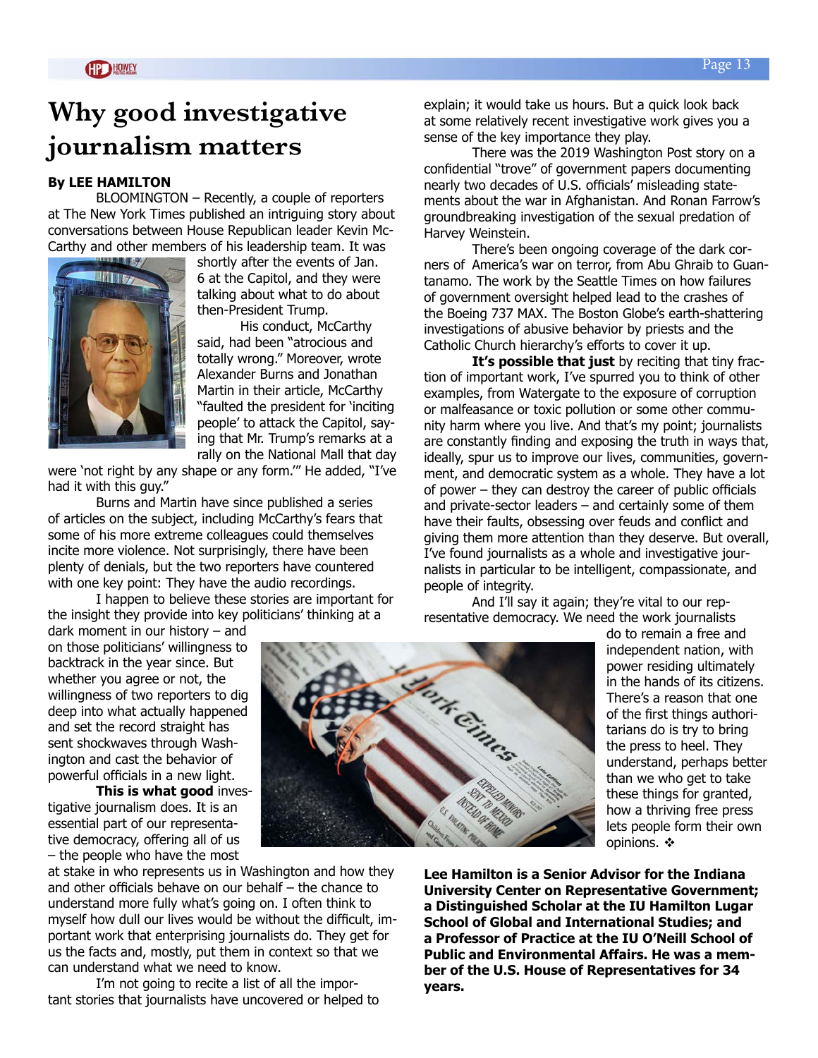# Why good investigative journalism matters

**By LEE HAMILTON**

BLOOMINGTON – Recently, a couple of reporters at The New York Times published an intriguing story about conversations between House Republican leader Kevin McCarthy and other members of his leadership team. It was shortly after the events of Jan. 6 at the Capitol, and they were talking about what to do about then-President Trump.

His conduct, McCarthy said, had been "atrocious and totally wrong." Moreover, wrote Alexander Burns and Jonathan Martin in their article, McCarthy "faulted the president for 'inciting people' to attack the Capitol, saying that Mr. Trump's remarks at a rally on the National Mall that day were 'not right by any shape or any form.'" He added, "I've had it with this guy."

Burns and Martin have since published a series of articles on the subject, including McCarthy's fears that some of his more extreme colleagues could themselves incite more violence. Not surprisingly, there have been plenty of denials, but the two reporters have countered with one key point: They have the audio recordings.

I happen to believe these stories are important for the insight they provide into key politicians' thinking at a dark moment in our history – and on those politicians' willingness to backtrack in the year since. But whether you agree or not, the willingness of two reporters to dig deep into what actually happened and set the record straight has sent shockwaves through Washington and cast the behavior of powerful officials in a new light.

**This is what good** investigative journalism does. It is an essential part of our representative democracy, offering all of us – the people who have the most at stake in who represents us in Washington and how they and other officials behave on our behalf – the chance to understand more fully what's going on. I often think to myself how dull our lives would be without the difficult, important work that enterprising journalists do. They get for us the facts and, mostly, put them in context so that we can understand what we need to know.

I'm not going to recite a list of all the important stories that journalists have uncovered or helped to explain; it would take us hours. But a quick look back at some relatively recent investigative work gives you a sense of the key importance they play.

There was the 2019 Washington Post story on a confidential "trove" of government papers documenting nearly two decades of U.S. officials' misleading statements about the war in Afghanistan. And Ronan Farrow's groundbreaking investigation of the sexual predation of Harvey Weinstein.

There's been ongoing coverage of the dark corners of America's war on terror, from Abu Ghraib to Guantanamo. The work by the Seattle Times on how failures of government oversight helped lead to the crashes of the Boeing 737 MAX. The Boston Globe's earth-shattering investigations of abusive behavior by priests and the Catholic Church hierarchy's efforts to cover it up.

**It's possible that just** by reciting that tiny fraction of important work, I've spurred you to think of other examples, from Watergate to the exposure of corruption or malfeasance or toxic pollution or some other community harm where you live. And that's my point; journalists are constantly finding and exposing the truth in ways that, ideally, spur us to improve our lives, communities, government, and democratic system as a whole. They have a lot of power – they can destroy the career of public officials and private-sector leaders – and certainly some of them have their faults, obsessing over feuds and conflict and giving them more attention than they deserve. But overall, I've found journalists as a whole and investigative journalists in particular to be intelligent, compassionate, and people of integrity.

And I'll say it again; they're vital to our representative democracy. We need the work journalists do to remain a free and independent nation, with power residing ultimately in the hands of its citizens. There's a reason that one of the first things authoritarians do is try to bring the press to heel. They understand, perhaps better than we who get to take these things for granted, how a thriving free press lets people form their own opinions. ❖

**Lee Hamilton is a Senior Advisor for the Indiana University Center on Representative Government; a Distinguished Scholar at the IU Hamilton Lugar School of Global and International Studies; and a Professor of Practice at the IU O'Neill School of Public and Environmental Affairs. He was a member of the U.S. House of Representatives for 34 years.**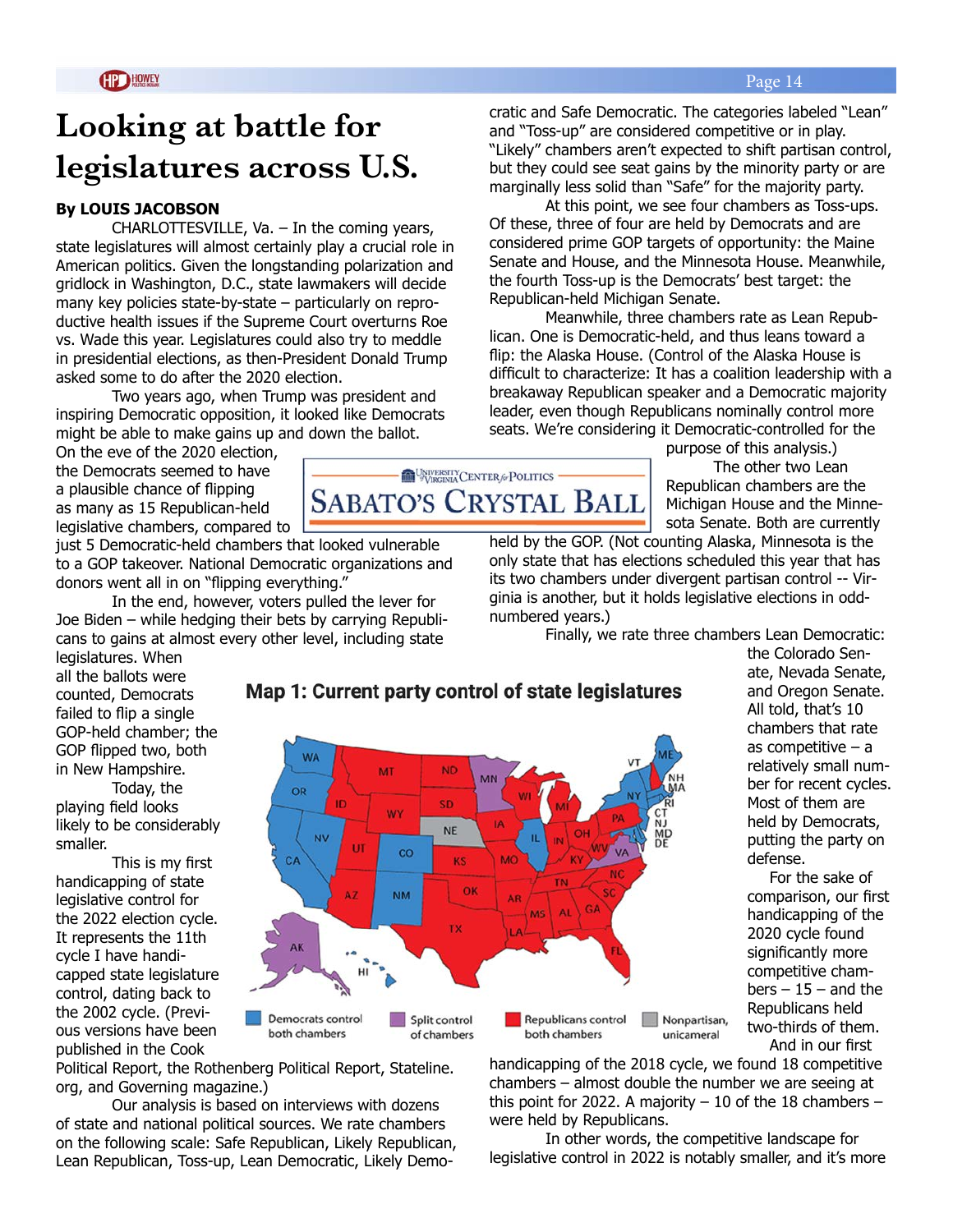// Looking at battle for legislatures across U.S.

**By LOUIS JACOBSON**

CHARLOTTESVILLE, Va. – In the coming years, state legislatures will almost certainly play a crucial role in American politics. Given the longstanding polarization and gridlock in Washington, D.C., state lawmakers will decide many key policies state-by-state – particularly on reproductive health issues if the Supreme Court overturns Roe vs. Wade this year. Legislatures could also try to meddle in presidential elections, as then-President Donald Trump asked some to do after the 2020 election.

Two years ago, when Trump was president and inspiring Democratic opposition, it looked like Democrats might be able to make gains up and down the ballot. On the eve of the 2020 election, the Democrats seemed to have a plausible chance of flipping as many as 15 Republican-held legislative chambers, compared to just 5 Democratic-held chambers that looked vulnerable to a GOP takeover. National Democratic organizations and donors went all in on "flipping everything."

In the end, however, voters pulled the lever for Joe Biden – while hedging their bets by carrying Republicans to gains at almost every other level, including state legislatures. When all the ballots were counted, Democrats failed to flip a single GOP-held chamber; the GOP flipped two, both in New Hampshire.

Today, the playing field looks likely to be considerably smaller.

This is my first handicapping of state legislative control for the 2022 election cycle. It represents the 11th cycle I have handicapped state legislature control, dating back to the 2002 cycle. (Previous versions have been published in the Cook Political Report, the Rothenberg Political Report, Stateline.org, and Governing magazine.)

Our analysis is based on interviews with dozens of state and national political sources. We rate chambers on the following scale: Safe Republican, Likely Republican, Lean Republican, Toss-up, Lean Democratic, Likely Democratic and Safe Democratic. The categories labeled "Lean" and "Toss-up" are considered competitive or in play. "Likely" chambers aren't expected to shift partisan control, but they could see seat gains by the minority party or are marginally less solid than "Safe" for the majority party.

At this point, we see four chambers as Toss-ups. Of these, three of four are held by Democrats and are considered prime GOP targets of opportunity: the Maine Senate and House, and the Minnesota House. Meanwhile, the fourth Toss-up is the Democrats' best target: the Republican-held Michigan Senate.

Meanwhile, three chambers rate as Lean Republican. One is Democratic-held, and thus leans toward a flip: the Alaska House. (Control of the Alaska House is difficult to characterize: It has a coalition leadership with a breakaway Republican speaker and a Democratic majority leader, even though Republicans nominally control more seats. We're considering it Democratic-controlled for the purpose of this analysis.)

The other two Lean Republican chambers are the Michigan House and the Minnesota Senate. Both are currently held by the GOP. (Not counting Alaska, Minnesota is the only state that has elections scheduled this year that has its two chambers under divergent partisan control -- Virginia is another, but it holds legislative elections in odd-numbered years.)

Finally, we rate three chambers Lean Democratic: the Colorado Senate, Nevada Senate, and Oregon Senate. All told, that's 10 chambers that rate as competitive – a relatively small number for recent cycles. Most of them are held by Democrats, putting the party on defense.

For the sake of comparison, our first handicapping of the 2020 cycle found significantly more competitive chambers – 15 – and the Republicans held two-thirds of them.

And in our first handicapping of the 2018 cycle, we found 18 competitive chambers – almost double the number we are seeing at this point for 2022. A majority – 10 of the 18 chambers – were held by Republicans.

In other words, the competitive landscape for legislative control in 2022 is notably smaller, and it's more

**Map 1: Current party control of state legislatures**

Democrats control both chambers | Split control of chambers | Republicans control both chambers | Nonpartisan, unicameral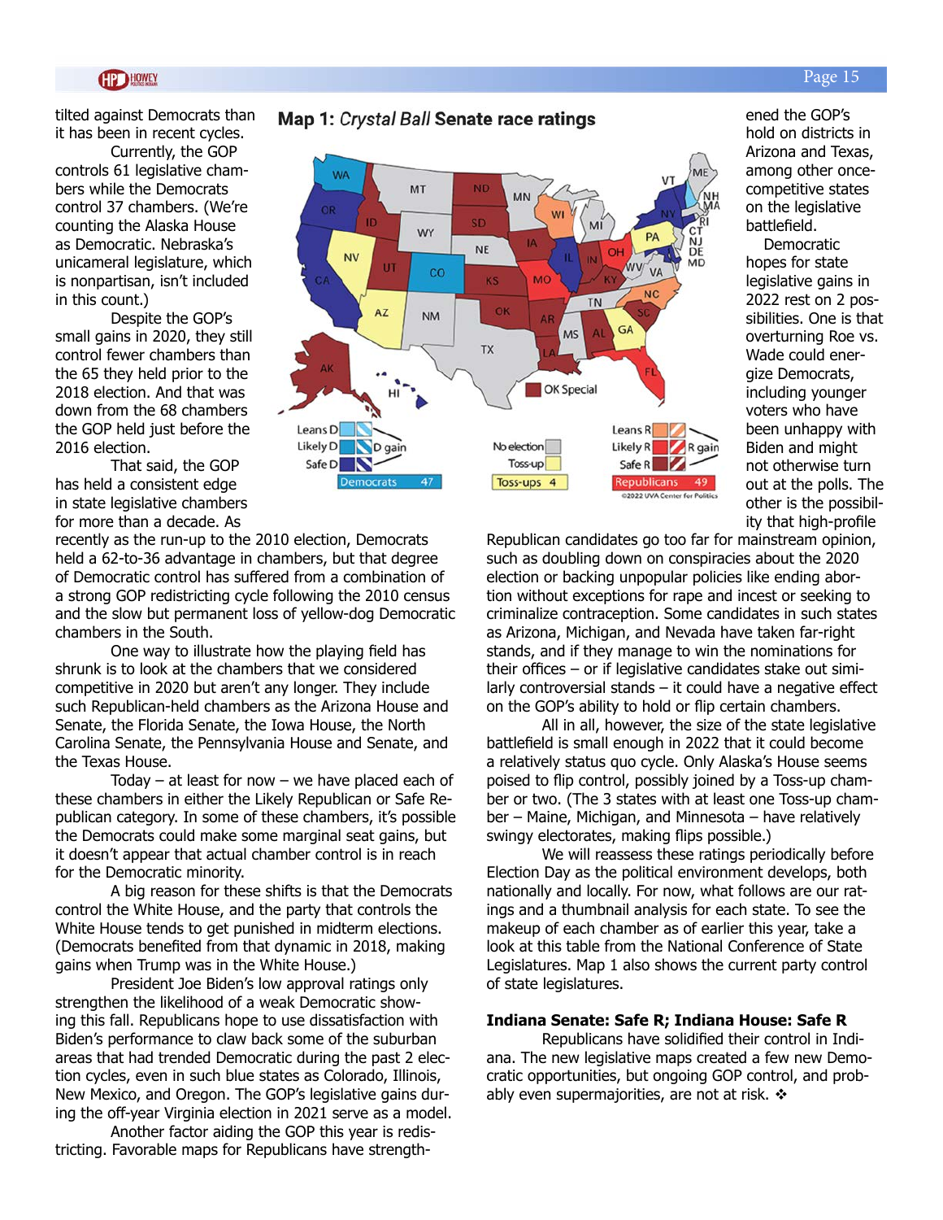tilted against Democrats than it has been in recent cycles.

Currently, the GOP controls 61 legislative chambers while the Democrats control 37 chambers. (We're counting the Alaska House as Democratic. Nebraska's unicameral legislature, which is nonpartisan, isn't included in this count.)

Despite the GOP's small gains in 2020, they still control fewer chambers than the 65 they held prior to the 2018 election. And that was down from the 68 chambers the GOP held just before the 2016 election.

That said, the GOP has held a consistent edge in state legislative chambers for more than a decade. As recently as the run-up to the 2010 election, Democrats held a 62-to-36 advantage in chambers, but that degree of Democratic control has suffered from a combination of a strong GOP redistricting cycle following the 2010 census and the slow but permanent loss of yellow-dog Democratic chambers in the South.

One way to illustrate how the playing field has shrunk is to look at the chambers that we considered competitive in 2020 but aren't any longer. They include such Republican-held chambers as the Arizona House and Senate, the Florida Senate, the Iowa House, the North Carolina Senate, the Pennsylvania House and Senate, and the Texas House.

Today – at least for now – we have placed each of these chambers in either the Likely Republican or Safe Republican category. In some of these chambers, it's possible the Democrats could make some marginal seat gains, but it doesn't appear that actual chamber control is in reach for the Democratic minority.

A big reason for these shifts is that the Democrats control the White House, and the party that controls the White House tends to get punished in midterm elections. (Democrats benefited from that dynamic in 2018, making gains when Trump was in the White House.)

President Joe Biden's low approval ratings only strengthen the likelihood of a weak Democratic showing this fall. Republicans hope to use dissatisfaction with Biden's performance to claw back some of the suburban areas that had trended Democratic during the past 2 election cycles, even in such blue states as Colorado, Illinois, New Mexico, and Oregon. The GOP's legislative gains during the off-year Virginia election in 2021 serve as a model.

Another factor aiding the GOP this year is redistricting. Favorable maps for Republicans have strengthened the GOP's hold on districts in Arizona and Texas, among other once-competitive states on the legislative battlefield.

**Map 1: *Crystal Ball* Senate race ratings**

Democrats 47 | Toss-ups 4 | Republicans 49

Democratic hopes for state legislative gains in 2022 rest on 2 possibilities. One is that overturning Roe vs. Wade could energize Democrats, including younger voters who have been unhappy with Biden and might not otherwise turn out at the polls. The other is the possibility that high-profile Republican candidates go too far for mainstream opinion, such as doubling down on conspiracies about the 2020 election or backing unpopular policies like ending abortion without exceptions for rape and incest or seeking to criminalize contraception. Some candidates in such states as Arizona, Michigan, and Nevada have taken far-right stands, and if they manage to win the nominations for their offices – or if legislative candidates stake out similarly controversial stands – it could have a negative effect on the GOP's ability to hold or flip certain chambers.

All in all, however, the size of the state legislative battlefield is small enough in 2022 that it could become a relatively status quo cycle. Only Alaska's House seems poised to flip control, possibly joined by a Toss-up chamber or two. (The 3 states with at least one Toss-up chamber – Maine, Michigan, and Minnesota – have relatively swingy electorates, making flips possible.)

We will reassess these ratings periodically before Election Day as the political environment develops, both nationally and locally. For now, what follows are our ratings and a thumbnail analysis for each state. To see the makeup of each chamber as of earlier this year, take a look at this table from the National Conference of State Legislatures. Map 1 also shows the current party control of state legislatures.

**Indiana Senate: Safe R; Indiana House: Safe R**

Republicans have solidified their control in Indiana. The new legislative maps created a few new Democratic opportunities, but ongoing GOP control, and probably even supermajorities, are not at risk. ❖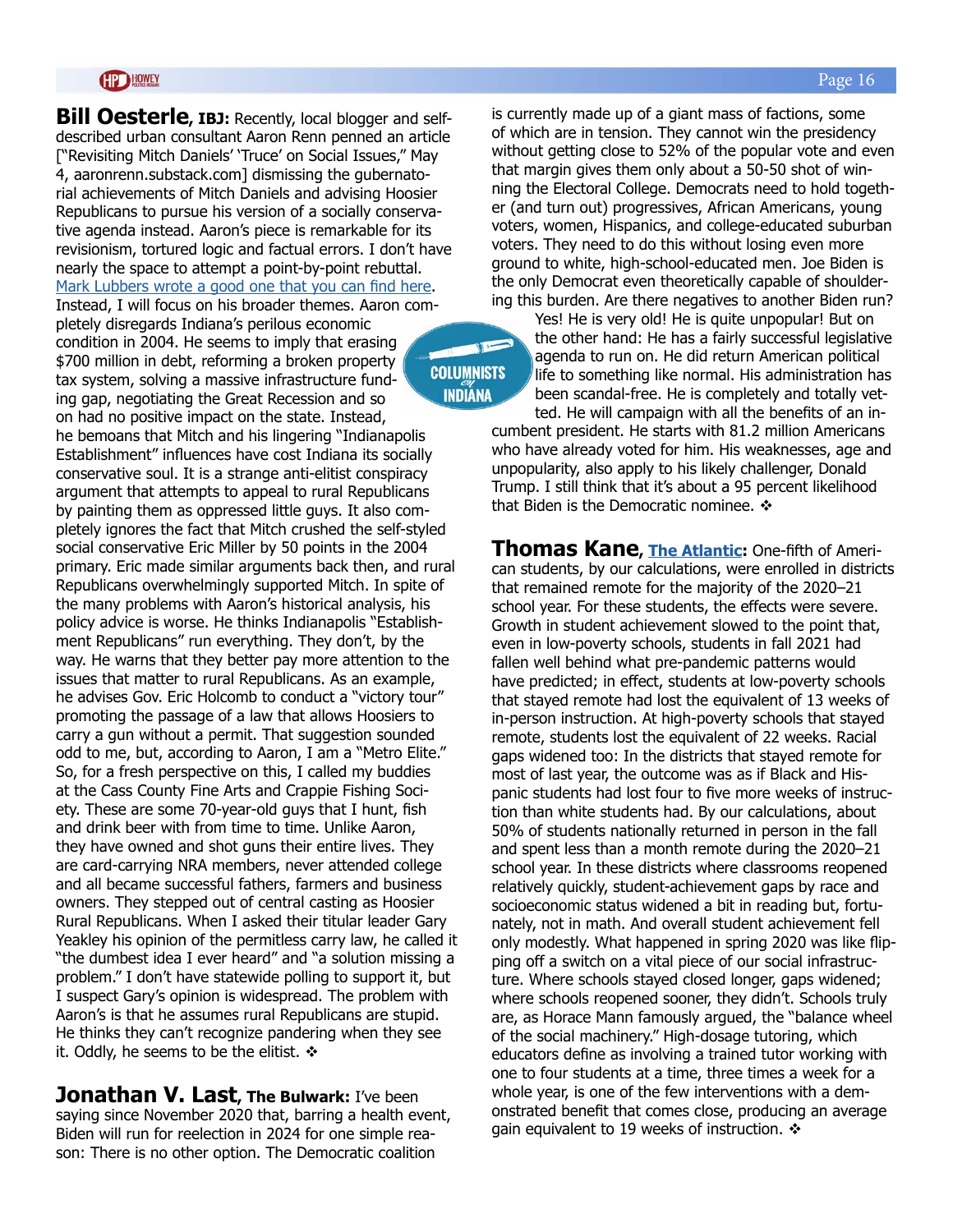**Bill Oesterle, IBJ:** Recently, local blogger and self-described urban consultant Aaron Renn penned an article ["Revisiting Mitch Daniels' 'Truce' on Social Issues," May 4, aaronrenn.substack.com] dismissing the gubernatorial achievements of Mitch Daniels and advising Hoosier Republicans to pursue his version of a socially conservative agenda instead. Aaron's piece is remarkable for its revisionism, tortured logic and factual errors. I don't have nearly the space to attempt a point-by-point rebuttal. Mark Lubbers wrote a good one that you can find here. Instead, I will focus on his broader themes. Aaron completely disregards Indiana's perilous economic condition in 2004. He seems to imply that erasing $700 million in debt, reforming a broken property tax system, solving a massive infrastructure funding gap, negotiating the Great Recession and so on had no positive impact on the state. Instead, he bemoans that Mitch and his lingering "Indianapolis Establishment" influences have cost Indiana its socially conservative soul. It is a strange anti-elitist conspiracy argument that attempts to appeal to rural Republicans by painting them as oppressed little guys. It also completely ignores the fact that Mitch crushed the self-styled social conservative Eric Miller by 50 points in the 2004 primary. Eric made similar arguments back then, and rural Republicans overwhelmingly supported Mitch. In spite of the many problems with Aaron's historical analysis, his policy advice is worse. He thinks Indianapolis "Establishment Republicans" run everything. They don't, by the way. He warns that they better pay more attention to the issues that matter to rural Republicans. As an example, he advises Gov. Eric Holcomb to conduct a "victory tour" promoting the passage of a law that allows Hoosiers to carry a gun without a permit. That suggestion sounded odd to me, but, according to Aaron, I am a "Metro Elite." So, for a fresh perspective on this, I called my buddies at the Cass County Fine Arts and Crappie Fishing Society. These are some 70-year-old guys that I hunt, fish and drink beer with from time to time. Unlike Aaron, they have owned and shot guns their entire lives. They are card-carrying NRA members, never attended college and all became successful fathers, farmers and business owners. They stepped out of central casting as Hoosier Rural Republicans. When I asked their titular leader Gary Yeakley his opinion of the permitless carry law, he called it "the dumbest idea I ever heard" and "a solution missing a problem." I don't have statewide polling to support it, but I suspect Gary's opinion is widespread. The problem with Aaron's is that he assumes rural Republicans are stupid. He thinks they can't recognize pandering when they see it. Oddly, he seems to be the elitist. ❖

**Jonathan V. Last, The Bulwark:** I've been saying since November 2020 that, barring a health event, Biden will run for reelection in 2024 for one simple reason: There is no other option. The Democratic coalition is currently made up of a giant mass of factions, some of which are in tension. They cannot win the presidency without getting close to 52% of the popular vote and even that margin gives them only about a 50-50 shot of winning the Electoral College. Democrats need to hold together (and turn out) progressives, African Americans, young voters, women, Hispanics, and college-educated suburban voters. They need to do this without losing even more ground to white, high-school-educated men. Joe Biden is the only Democrat even theoretically capable of shouldering this burden. Are there negatives to another Biden run? Yes! He is very old! He is quite unpopular! But on the other hand: He has a fairly successful legislative agenda to run on. He did return American political life to something like normal. His administration has been scandal-free. He is completely and totally vetted. He will campaign with all the benefits of an incumbent president. He starts with 81.2 million Americans who have already voted for him. His weaknesses, age and unpopularity, also apply to his likely challenger, Donald Trump. I still think that it's about a 95 percent likelihood that Biden is the Democratic nominee. ❖

**Thomas Kane, The Atlantic:** One-fifth of American students, by our calculations, were enrolled in districts that remained remote for the majority of the 2020–21 school year. For these students, the effects were severe. Growth in student achievement slowed to the point that, even in low-poverty schools, students in fall 2021 had fallen well behind what pre-pandemic patterns would have predicted; in effect, students at low-poverty schools that stayed remote had lost the equivalent of 13 weeks of in-person instruction. At high-poverty schools that stayed remote, students lost the equivalent of 22 weeks. Racial gaps widened too: In the districts that stayed remote for most of last year, the outcome was as if Black and Hispanic students had lost four to five more weeks of instruction than white students had. By our calculations, about 50% of students nationally returned in person in the fall and spent less than a month remote during the 2020–21 school year. In these districts where classrooms reopened relatively quickly, student-achievement gaps by race and socioeconomic status widened a bit in reading but, fortunately, not in math. And overall student achievement fell only modestly. What happened in spring 2020 was like flipping off a switch on a vital piece of our social infrastructure. Where schools stayed closed longer, gaps widened; where schools reopened sooner, they didn't. Schools truly are, as Horace Mann famously argued, the "balance wheel of the social machinery." High-dosage tutoring, which educators define as involving a trained tutor working with one to four students at a time, three times a week for a whole year, is one of the few interventions with a demonstrated benefit that comes close, producing an average gain equivalent to 19 weeks of instruction. ❖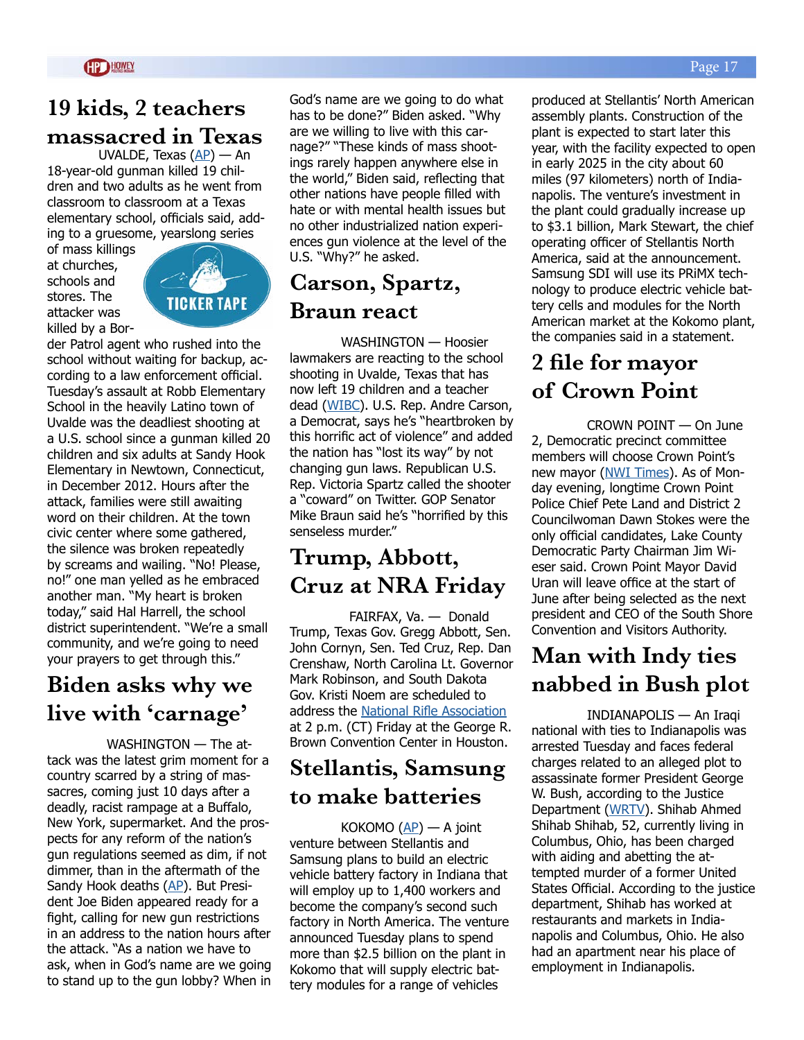## 19 kids, 2 teachers massacred in Texas

UVALDE, Texas (AP) — An 18-year-old gunman killed 19 children and two adults as he went from classroom to classroom at a Texas elementary school, officials said, adding to a gruesome, yearslong series of mass killings at churches, schools and stores. The attacker was killed by a Border Patrol agent who rushed into the school without waiting for backup, according to a law enforcement official. Tuesday's assault at Robb Elementary School in the heavily Latino town of Uvalde was the deadliest shooting at a U.S. school since a gunman killed 20 children and six adults at Sandy Hook Elementary School in Newtown, Connecticut, in December 2012. Hours after the attack, families were still awaiting word on their children. At the town civic center where some gathered, the silence was broken repeatedly by screams and wailing. "No! Please, no!" one man yelled as he embraced another man. "My heart is broken today," said Hal Harrell, the school district superintendent. "We're a small community, and we're going to need your prayers to get through this."

## Biden asks why we live with 'carnage'

WASHINGTON — The attack was the latest grim moment for a country scarred by a string of massacres, coming just 10 days after a deadly, racist rampage at a Buffalo, New York, supermarket. And the prospects for any reform of the nation's gun regulations seemed as dim, if not dimmer, than in the aftermath of the Sandy Hook deaths (AP). But President Joe Biden appeared ready for a fight, calling for new gun restrictions in an address to the nation hours after the attack. "As a nation we have to ask, when in God's name are we going to stand up to the gun lobby? When in God's name are we going to do what has to be done?" Biden asked. "Why are we willing to live with this carnage?" "These kinds of mass shootings rarely happen anywhere else in the world," Biden said, reflecting that other nations have people filled with hate or with mental health issues but no other industrialized nation experiences gun violence at the level of the U.S. "Why?" he asked.

## Carson, Spartz, Braun react

WASHINGTON — Hoosier lawmakers are reacting to the school shooting in Uvalde, Texas that has now left 19 children and a teacher dead (WIBC). U.S. Rep. Andre Carson, a Democrat, says he's "heartbroken by this horrific act of violence" and added the nation has "lost its way" by not changing gun laws. Republican U.S. Rep. Victoria Spartz called the shooter a "coward" on Twitter. GOP Senator Mike Braun said he's "horrified by this senseless murder."

## Trump, Abbott, Cruz at NRA Friday

FAIRFAX, Va. — Donald Trump, Texas Gov. Gregg Abbott, Sen. John Cornyn, Sen. Ted Cruz, Rep. Dan Crenshaw, North Carolina Lt. Governor Mark Robinson, and South Dakota Gov. Kristi Noem are scheduled to address the National Rifle Association at 2 p.m. (CT) Friday at the George R. Brown Convention Center in Houston.

## Stellantis, Samsung to make batteries

KOKOMO (AP) — A joint venture between Stellantis and Samsung plans to build an electric vehicle battery factory in Indiana that will employ up to 1,400 workers and become the company's second such factory in North America. The venture announced Tuesday plans to spend more than $2.5 billion on the plant in Kokomo that will supply electric battery modules for a range of vehicles produced at Stellantis' North American assembly plants. Construction of the plant is expected to start later this year, with the facility expected to open in early 2025 in the city about 60 miles (97 kilometers) north of Indianapolis. The venture's investment in the plant could gradually increase up to $3.1 billion, Mark Stewart, the chief operating officer of Stellantis North America, said at the announcement. Samsung SDI will use its PRiMX technology to produce electric vehicle battery cells and modules for the North American market at the Kokomo plant, the companies said in a statement.

## 2 file for mayor of Crown Point

CROWN POINT — On June 2, Democratic precinct committee members will choose Crown Point's new mayor (NWI Times). As of Monday evening, longtime Crown Point Police Chief Pete Land and District 2 Councilwoman Dawn Stokes were the only official candidates, Lake County Democratic Party Chairman Jim Wieser said. Crown Point Mayor David Uran will leave office at the start of June after being selected as the next president and CEO of the South Shore Convention and Visitors Authority.

## Man with Indy ties nabbed in Bush plot

INDIANAPOLIS — An Iraqi national with ties to Indianapolis was arrested Tuesday and faces federal charges related to an alleged plot to assassinate former President George W. Bush, according to the Justice Department (WRTV). Shihab Ahmed Shihab Shihab, 52, currently living in Columbus, Ohio, has been charged with aiding and abetting the attempted murder of a former United States Official. According to the justice department, Shihab has worked at restaurants and markets in Indianapolis and Columbus, Ohio. He also had an apartment near his place of employment in Indianapolis.